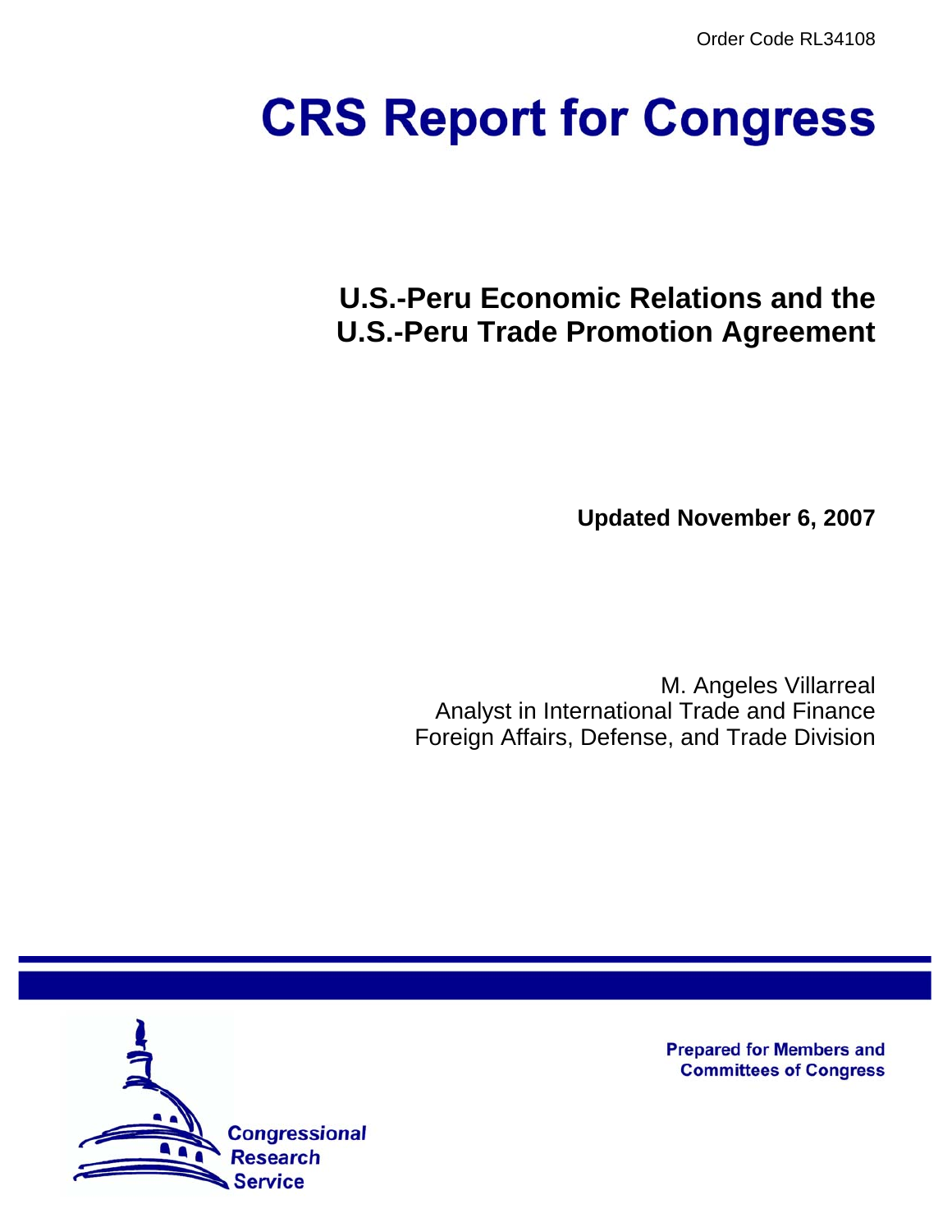Order Code RL34108

# CRS Report for Congress

## U.S.-Peru Economic Relations and the U.S.-Peru Trade Promotion Agreement

**Updated November 6, 2007**

M. Angeles Villarreal
Analyst in International Trade and Finance
Foreign Affairs, Defense, and Trade Division

Prepared for Members and Committees of Congress

Congressional Research Service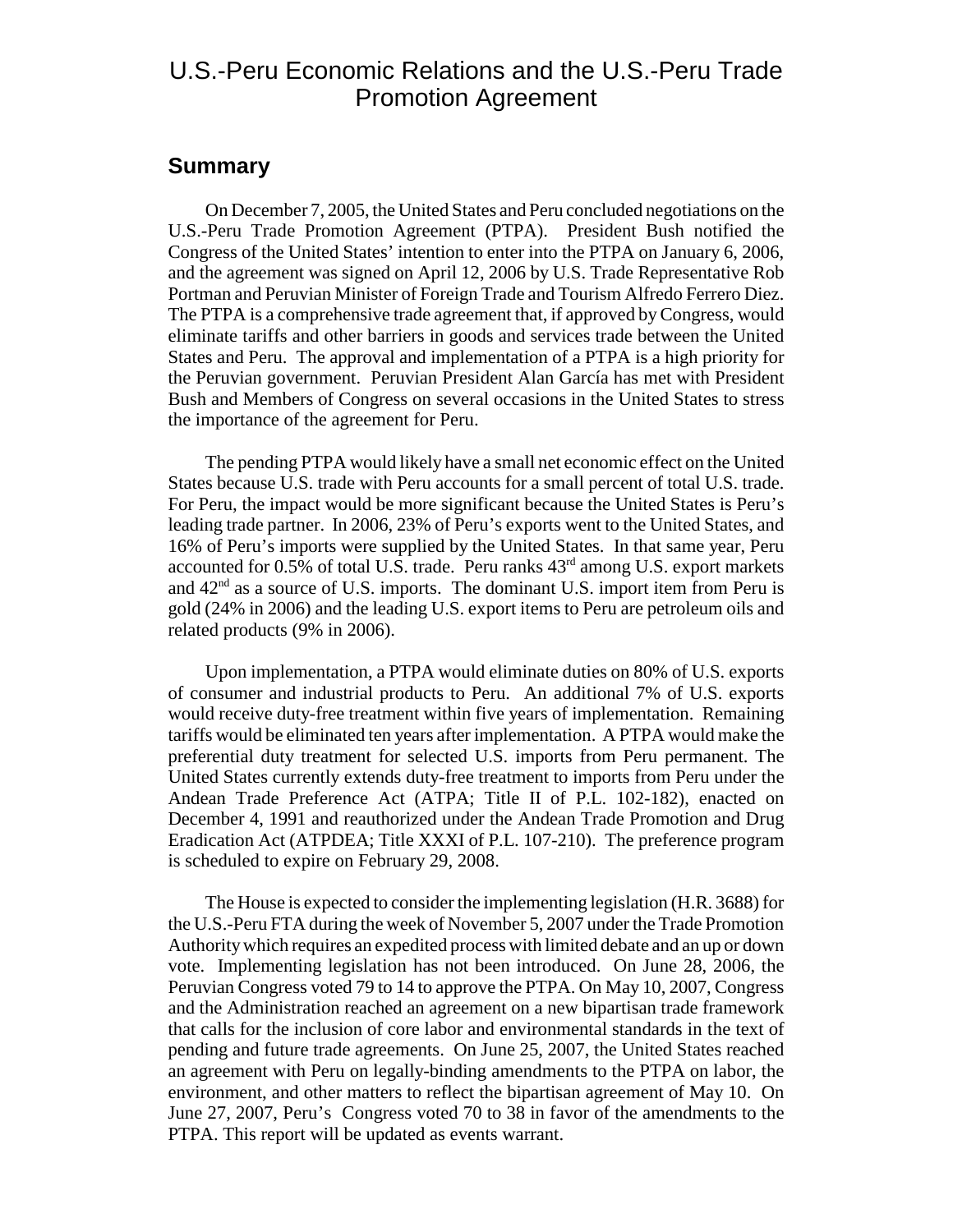# U.S.-Peru Economic Relations and the U.S.-Peru Trade Promotion Agreement

## Summary

On December 7, 2005, the United States and Peru concluded negotiations on the U.S.-Peru Trade Promotion Agreement (PTPA). President Bush notified the Congress of the United States' intention to enter into the PTPA on January 6, 2006, and the agreement was signed on April 12, 2006 by U.S. Trade Representative Rob Portman and Peruvian Minister of Foreign Trade and Tourism Alfredo Ferrero Diez. The PTPA is a comprehensive trade agreement that, if approved by Congress, would eliminate tariffs and other barriers in goods and services trade between the United States and Peru. The approval and implementation of a PTPA is a high priority for the Peruvian government. Peruvian President Alan García has met with President Bush and Members of Congress on several occasions in the United States to stress the importance of the agreement for Peru.

The pending PTPA would likely have a small net economic effect on the United States because U.S. trade with Peru accounts for a small percent of total U.S. trade. For Peru, the impact would be more significant because the United States is Peru's leading trade partner. In 2006, 23% of Peru's exports went to the United States, and 16% of Peru's imports were supplied by the United States. In that same year, Peru accounted for 0.5% of total U.S. trade. Peru ranks 43rd among U.S. export markets and 42nd as a source of U.S. imports. The dominant U.S. import item from Peru is gold (24% in 2006) and the leading U.S. export items to Peru are petroleum oils and related products (9% in 2006).

Upon implementation, a PTPA would eliminate duties on 80% of U.S. exports of consumer and industrial products to Peru. An additional 7% of U.S. exports would receive duty-free treatment within five years of implementation. Remaining tariffs would be eliminated ten years after implementation. A PTPA would make the preferential duty treatment for selected U.S. imports from Peru permanent. The United States currently extends duty-free treatment to imports from Peru under the Andean Trade Preference Act (ATPA; Title II of P.L. 102-182), enacted on December 4, 1991 and reauthorized under the Andean Trade Promotion and Drug Eradication Act (ATPDEA; Title XXXI of P.L. 107-210). The preference program is scheduled to expire on February 29, 2008.

The House is expected to consider the implementing legislation (H.R. 3688) for the U.S.-Peru FTA during the week of November 5, 2007 under the Trade Promotion Authority which requires an expedited process with limited debate and an up or down vote. Implementing legislation has not been introduced. On June 28, 2006, the Peruvian Congress voted 79 to 14 to approve the PTPA. On May 10, 2007, Congress and the Administration reached an agreement on a new bipartisan trade framework that calls for the inclusion of core labor and environmental standards in the text of pending and future trade agreements. On June 25, 2007, the United States reached an agreement with Peru on legally-binding amendments to the PTPA on labor, the environment, and other matters to reflect the bipartisan agreement of May 10. On June 27, 2007, Peru's Congress voted 70 to 38 in favor of the amendments to the PTPA. This report will be updated as events warrant.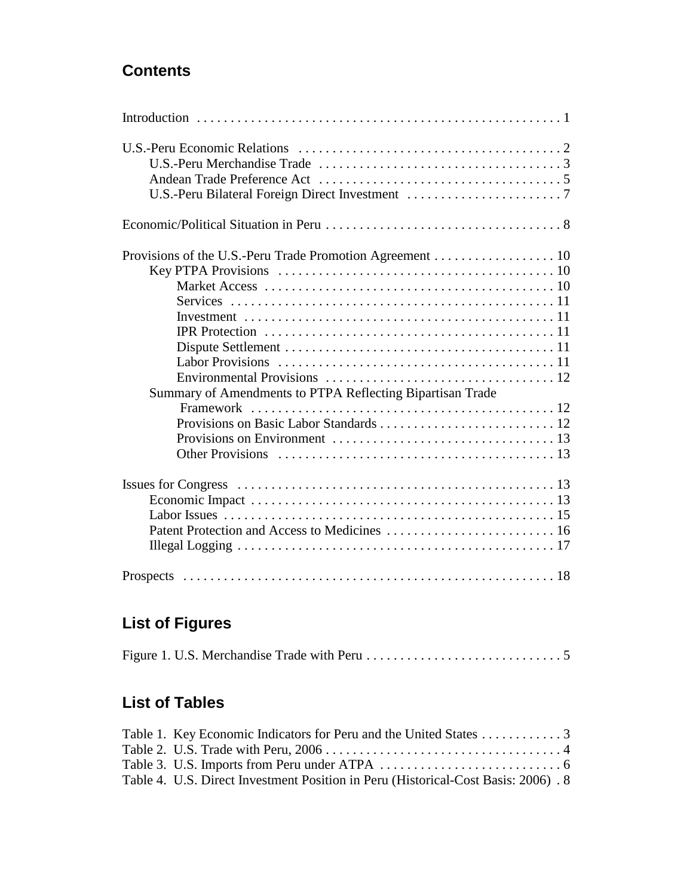## Contents

Introduction . . . . . . . . . . . . . . . . . . . . . . . . . . . . . . . . . . . . . . . . . . . . . . . . . . . . . 1

U.S.-Peru Economic Relations . . . . . . . . . . . . . . . . . . . . . . . . . . . . . . . . . . . . . . . 2
- U.S.-Peru Merchandise Trade . . . . . . . . . . . . . . . . . . . . . . . . . . . . . . . . . . . . 3
- Andean Trade Preference Act . . . . . . . . . . . . . . . . . . . . . . . . . . . . . . . . . . . . 5
- U.S.-Peru Bilateral Foreign Direct Investment . . . . . . . . . . . . . . . . . . . . . . . 7

Economic/Political Situation in Peru . . . . . . . . . . . . . . . . . . . . . . . . . . . . . . . . . . . 8

Provisions of the U.S.-Peru Trade Promotion Agreement . . . . . . . . . . . . . . . . . . 10
- Key PTPA Provisions . . . . . . . . . . . . . . . . . . . . . . . . . . . . . . . . . . . . . . . . . 10
  - Market Access . . . . . . . . . . . . . . . . . . . . . . . . . . . . . . . . . . . . . . . . . . 10
  - Services . . . . . . . . . . . . . . . . . . . . . . . . . . . . . . . . . . . . . . . . . . . . . . . 11
  - Investment . . . . . . . . . . . . . . . . . . . . . . . . . . . . . . . . . . . . . . . . . . . . . 11
  - IPR Protection . . . . . . . . . . . . . . . . . . . . . . . . . . . . . . . . . . . . . . . . . . 11
  - Dispute Settlement . . . . . . . . . . . . . . . . . . . . . . . . . . . . . . . . . . . . . . . 11
  - Labor Provisions . . . . . . . . . . . . . . . . . . . . . . . . . . . . . . . . . . . . . . . . 11
  - Environmental Provisions . . . . . . . . . . . . . . . . . . . . . . . . . . . . . . . . . 12
- Summary of Amendments to PTPA Reflecting Bipartisan Trade Framework . . . . . . . . . . . . . . . . . . . . . . . . . . . . . . . . . . . . . . . . . . . . 12
  - Provisions on Basic Labor Standards . . . . . . . . . . . . . . . . . . . . . . . . . . 12
  - Provisions on Environment . . . . . . . . . . . . . . . . . . . . . . . . . . . . . . . . 13
  - Other Provisions . . . . . . . . . . . . . . . . . . . . . . . . . . . . . . . . . . . . . . . . 13

Issues for Congress . . . . . . . . . . . . . . . . . . . . . . . . . . . . . . . . . . . . . . . . . . . . . . . 13
- Economic Impact . . . . . . . . . . . . . . . . . . . . . . . . . . . . . . . . . . . . . . . . . . . . 13
- Labor Issues . . . . . . . . . . . . . . . . . . . . . . . . . . . . . . . . . . . . . . . . . . . . . . . . 15
- Patent Protection and Access to Medicines . . . . . . . . . . . . . . . . . . . . . . . . . 16
- Illegal Logging . . . . . . . . . . . . . . . . . . . . . . . . . . . . . . . . . . . . . . . . . . . . . . 17

Prospects . . . . . . . . . . . . . . . . . . . . . . . . . . . . . . . . . . . . . . . . . . . . . . . . . . . . . . 18

## List of Figures

Figure 1. U.S. Merchandise Trade with Peru . . . . . . . . . . . . . . . . . . . . . . . . . . . . . 5

## List of Tables

Table 1. Key Economic Indicators for Peru and the United States . . . . . . . . . . . . 3
Table 2. U.S. Trade with Peru, 2006 . . . . . . . . . . . . . . . . . . . . . . . . . . . . . . . . . . . 4
Table 3. U.S. Imports from Peru under ATPA . . . . . . . . . . . . . . . . . . . . . . . . . . . 6
Table 4. U.S. Direct Investment Position in Peru (Historical-Cost Basis: 2006) . 8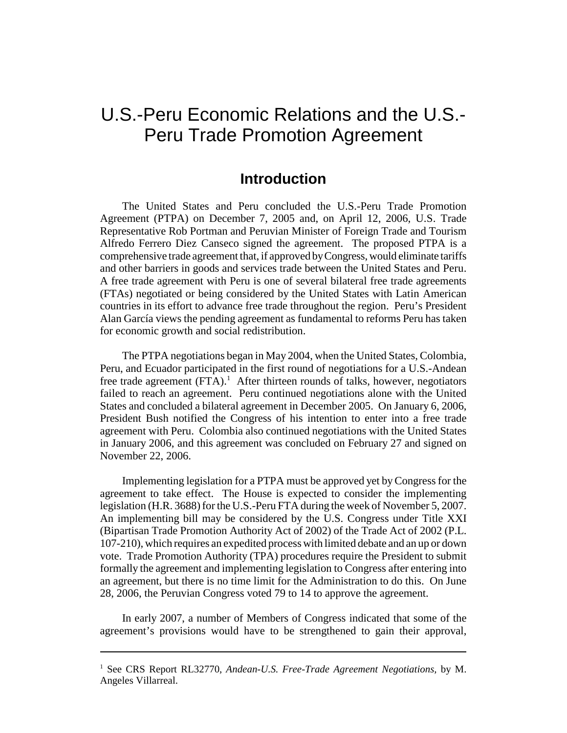# U.S.-Peru Economic Relations and the U.S.-Peru Trade Promotion Agreement

## Introduction

The United States and Peru concluded the U.S.-Peru Trade Promotion Agreement (PTPA) on December 7, 2005 and, on April 12, 2006, U.S. Trade Representative Rob Portman and Peruvian Minister of Foreign Trade and Tourism Alfredo Ferrero Diez Canseco signed the agreement. The proposed PTPA is a comprehensive trade agreement that, if approved by Congress, would eliminate tariffs and other barriers in goods and services trade between the United States and Peru. A free trade agreement with Peru is one of several bilateral free trade agreements (FTAs) negotiated or being considered by the United States with Latin American countries in its effort to advance free trade throughout the region. Peru's President Alan García views the pending agreement as fundamental to reforms Peru has taken for economic growth and social redistribution.

The PTPA negotiations began in May 2004, when the United States, Colombia, Peru, and Ecuador participated in the first round of negotiations for a U.S.-Andean free trade agreement (FTA).[1] After thirteen rounds of talks, however, negotiators failed to reach an agreement. Peru continued negotiations alone with the United States and concluded a bilateral agreement in December 2005. On January 6, 2006, President Bush notified the Congress of his intention to enter into a free trade agreement with Peru. Colombia also continued negotiations with the United States in January 2006, and this agreement was concluded on February 27 and signed on November 22, 2006.

Implementing legislation for a PTPA must be approved yet by Congress for the agreement to take effect. The House is expected to consider the implementing legislation (H.R. 3688) for the U.S.-Peru FTA during the week of November 5, 2007. An implementing bill may be considered by the U.S. Congress under Title XXI (Bipartisan Trade Promotion Authority Act of 2002) of the Trade Act of 2002 (P.L. 107-210), which requires an expedited process with limited debate and an up or down vote. Trade Promotion Authority (TPA) procedures require the President to submit formally the agreement and implementing legislation to Congress after entering into an agreement, but there is no time limit for the Administration to do this. On June 28, 2006, the Peruvian Congress voted 79 to 14 to approve the agreement.

In early 2007, a number of Members of Congress indicated that some of the agreement's provisions would have to be strengthened to gain their approval,

---

[1] See CRS Report RL32770, *Andean-U.S. Free-Trade Agreement Negotiations,* by M. Angeles Villarreal.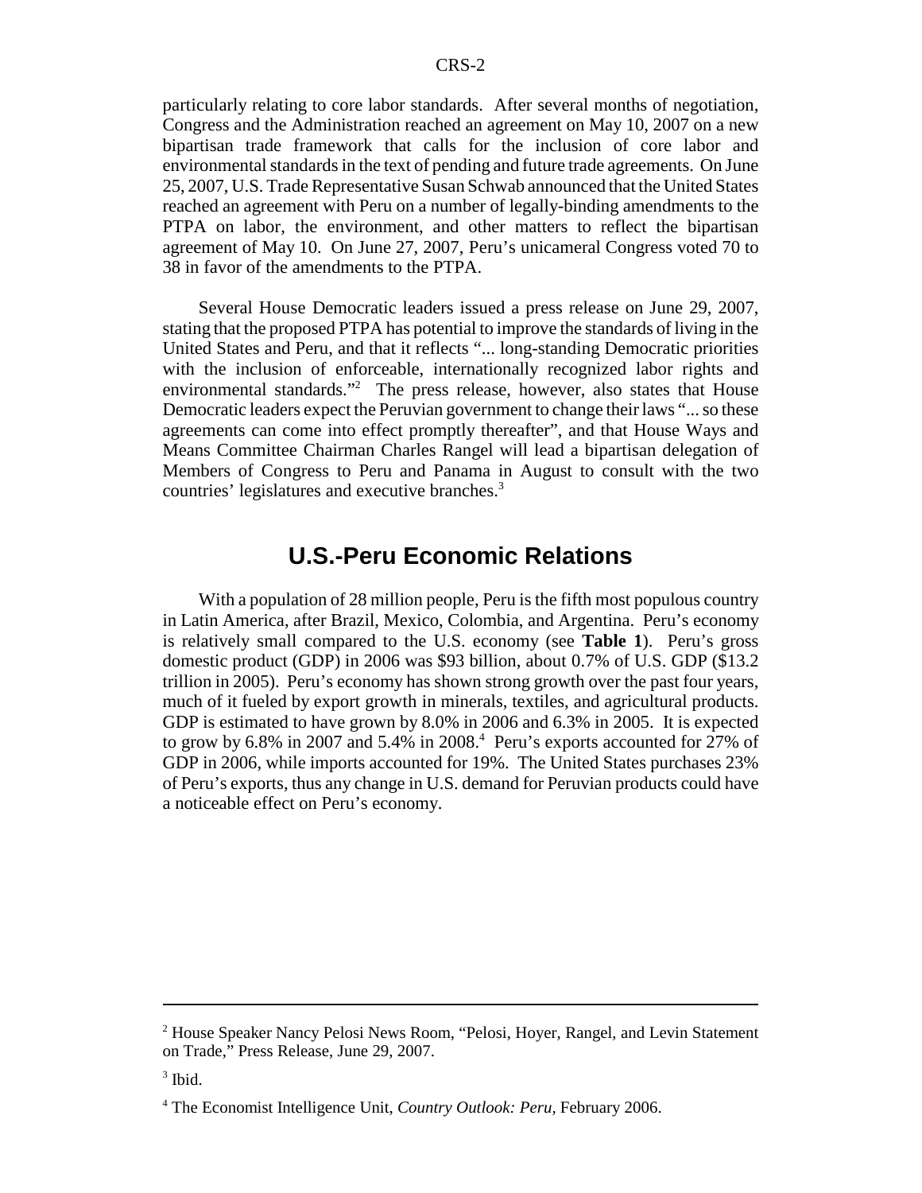particularly relating to core labor standards. After several months of negotiation, Congress and the Administration reached an agreement on May 10, 2007 on a new bipartisan trade framework that calls for the inclusion of core labor and environmental standards in the text of pending and future trade agreements. On June 25, 2007, U.S. Trade Representative Susan Schwab announced that the United States reached an agreement with Peru on a number of legally-binding amendments to the PTPA on labor, the environment, and other matters to reflect the bipartisan agreement of May 10. On June 27, 2007, Peru's unicameral Congress voted 70 to 38 in favor of the amendments to the PTPA.

Several House Democratic leaders issued a press release on June 29, 2007, stating that the proposed PTPA has potential to improve the standards of living in the United States and Peru, and that it reflects "... long-standing Democratic priorities with the inclusion of enforceable, internationally recognized labor rights and environmental standards."[2] The press release, however, also states that House Democratic leaders expect the Peruvian government to change their laws "... so these agreements can come into effect promptly thereafter", and that House Ways and Means Committee Chairman Charles Rangel will lead a bipartisan delegation of Members of Congress to Peru and Panama in August to consult with the two countries' legislatures and executive branches.[3]

## U.S.-Peru Economic Relations

With a population of 28 million people, Peru is the fifth most populous country in Latin America, after Brazil, Mexico, Colombia, and Argentina. Peru's economy is relatively small compared to the U.S. economy (see **Table 1**). Peru's gross domestic product (GDP) in 2006 was $93 billion, about 0.7% of U.S. GDP ($13.2 trillion in 2005). Peru's economy has shown strong growth over the past four years, much of it fueled by export growth in minerals, textiles, and agricultural products. GDP is estimated to have grown by 8.0% in 2006 and 6.3% in 2005. It is expected to grow by 6.8% in 2007 and 5.4% in 2008.[4] Peru's exports accounted for 27% of GDP in 2006, while imports accounted for 19%. The United States purchases 23% of Peru's exports, thus any change in U.S. demand for Peruvian products could have a noticeable effect on Peru's economy.

---

[2] House Speaker Nancy Pelosi News Room, "Pelosi, Hoyer, Rangel, and Levin Statement on Trade," Press Release, June 29, 2007.

[3] Ibid.

[4] The Economist Intelligence Unit, *Country Outlook: Peru*, February 2006.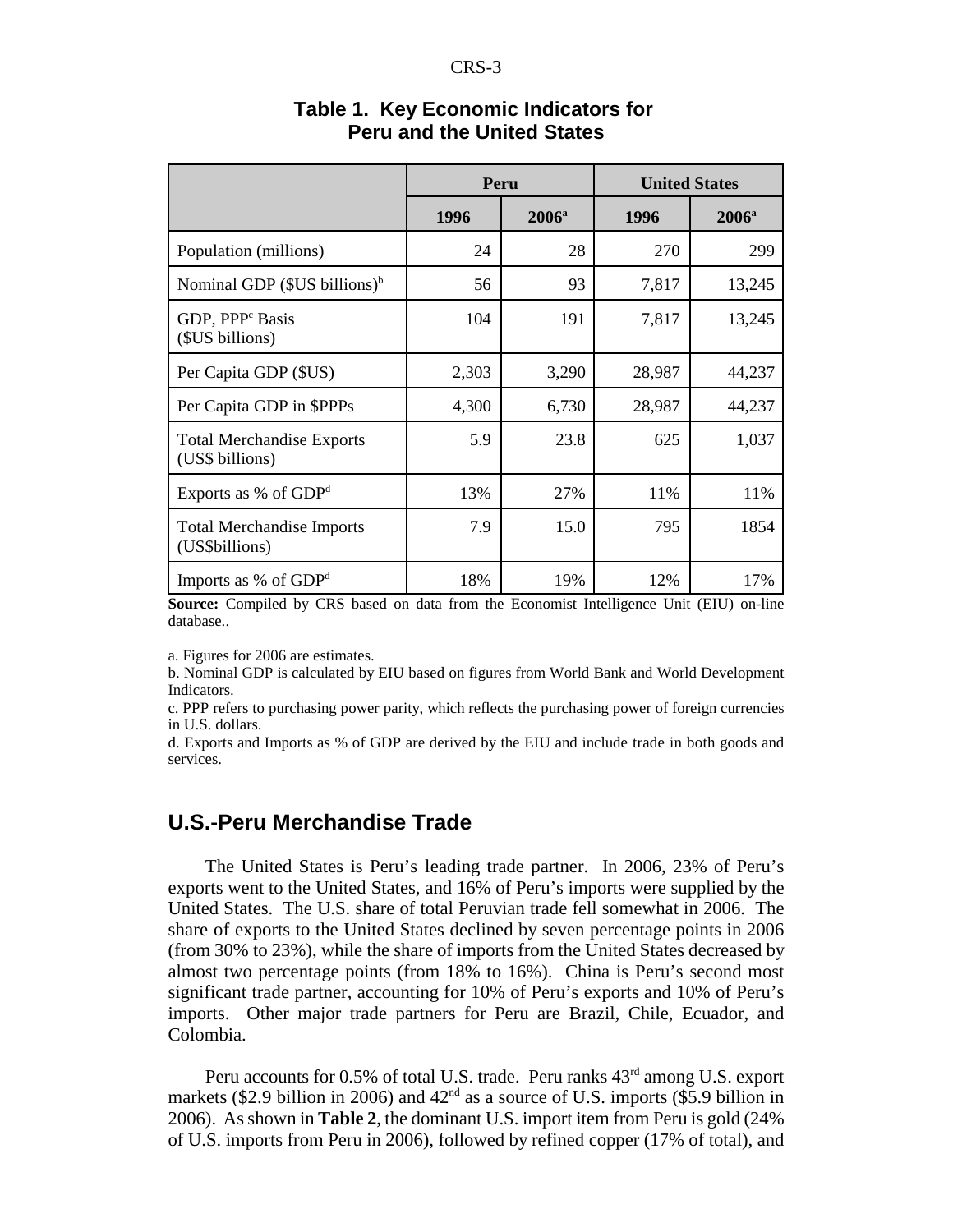**Table 1. Key Economic Indicators for Peru and the United States**

| | Peru | | United States | |
|---|---|---|---|---|
| | 1996 | 2006[a] | 1996 | 2006[a] |
| Population (millions) | 24 | 28 | 270 | 299 |
| Nominal GDP ($US billions)[b] | 56 | 93 | 7,817 | 13,245 |
| GDP, PPP[c] Basis ($US billions) | 104 | 191 | 7,817 | 13,245 |
| Per Capita GDP ($US) | 2,303 | 3,290 | 28,987 | 44,237 |
| Per Capita GDP in $PPPs | 4,300 | 6,730 | 28,987 | 44,237 |
| Total Merchandise Exports (US$ billions) | 5.9 | 23.8 | 625 | 1,037 |
| Exports as % of GDP[d] | 13% | 27% | 11% | 11% |
| Total Merchandise Imports (US$billions) | 7.9 | 15.0 | 795 | 1854 |
| Imports as % of GDP[d] | 18% | 19% | 12% | 17% |

**Source:** Compiled by CRS based on data from the Economist Intelligence Unit (EIU) on-line database..

a. Figures for 2006 are estimates.

b. Nominal GDP is calculated by EIU based on figures from World Bank and World Development Indicators.

c. PPP refers to purchasing power parity, which reflects the purchasing power of foreign currencies in U.S. dollars.

d. Exports and Imports as % of GDP are derived by the EIU and include trade in both goods and services.

## U.S.-Peru Merchandise Trade

The United States is Peru's leading trade partner. In 2006, 23% of Peru's exports went to the United States, and 16% of Peru's imports were supplied by the United States. The U.S. share of total Peruvian trade fell somewhat in 2006. The share of exports to the United States declined by seven percentage points in 2006 (from 30% to 23%), while the share of imports from the United States decreased by almost two percentage points (from 18% to 16%). China is Peru's second most significant trade partner, accounting for 10% of Peru's exports and 10% of Peru's imports. Other major trade partners for Peru are Brazil, Chile, Ecuador, and Colombia.

Peru accounts for 0.5% of total U.S. trade. Peru ranks 43rd among U.S. export markets ($2.9 billion in 2006) and 42nd as a source of U.S. imports ($5.9 billion in 2006). As shown in **Table 2**, the dominant U.S. import item from Peru is gold (24% of U.S. imports from Peru in 2006), followed by refined copper (17% of total), and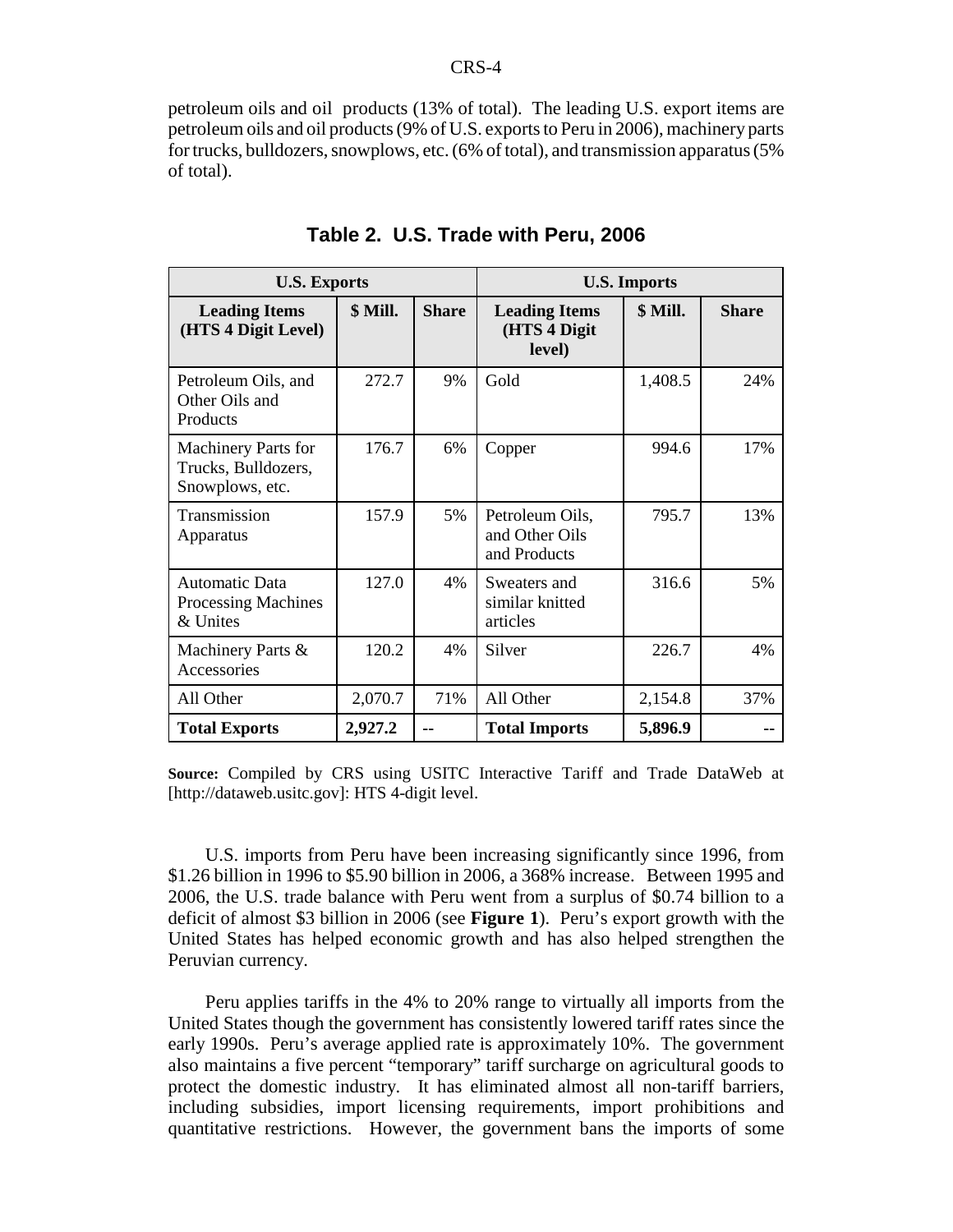petroleum oils and oil products (13% of total). The leading U.S. export items are petroleum oils and oil products (9% of U.S. exports to Peru in 2006), machinery parts for trucks, bulldozers, snowplows, etc. (6% of total), and transmission apparatus (5% of total).

**Table 2. U.S. Trade with Peru, 2006**

| U.S. Exports | | | U.S. Imports | | |
|---|---|---|---|---|---|
| **Leading Items (HTS 4 Digit Level)** | **$ Mill.** | **Share** | **Leading Items (HTS 4 Digit level)** | **$ Mill.** | **Share** |
| Petroleum Oils, and Other Oils and Products | 272.7 | 9% | Gold | 1,408.5 | 24% |
| Machinery Parts for Trucks, Bulldozers, Snowplows, etc. | 176.7 | 6% | Copper | 994.6 | 17% |
| Transmission Apparatus | 157.9 | 5% | Petroleum Oils, and Other Oils and Products | 795.7 | 13% |
| Automatic Data Processing Machines & Unites | 127.0 | 4% | Sweaters and similar knitted articles | 316.6 | 5% |
| Machinery Parts & Accessories | 120.2 | 4% | Silver | 226.7 | 4% |
| All Other | 2,070.7 | 71% | All Other | 2,154.8 | 37% |
| **Total Exports** | **2,927.2** | **--** | **Total Imports** | **5,896.9** | **--** |

**Source:** Compiled by CRS using USITC Interactive Tariff and Trade DataWeb at [http://dataweb.usitc.gov]: HTS 4-digit level.

U.S. imports from Peru have been increasing significantly since 1996, from $1.26 billion in 1996 to $5.90 billion in 2006, a 368% increase. Between 1995 and 2006, the U.S. trade balance with Peru went from a surplus of $0.74 billion to a deficit of almost $3 billion in 2006 (see **Figure 1**). Peru's export growth with the United States has helped economic growth and has also helped strengthen the Peruvian currency.

Peru applies tariffs in the 4% to 20% range to virtually all imports from the United States though the government has consistently lowered tariff rates since the early 1990s. Peru's average applied rate is approximately 10%. The government also maintains a five percent "temporary" tariff surcharge on agricultural goods to protect the domestic industry. It has eliminated almost all non-tariff barriers, including subsidies, import licensing requirements, import prohibitions and quantitative restrictions. However, the government bans the imports of some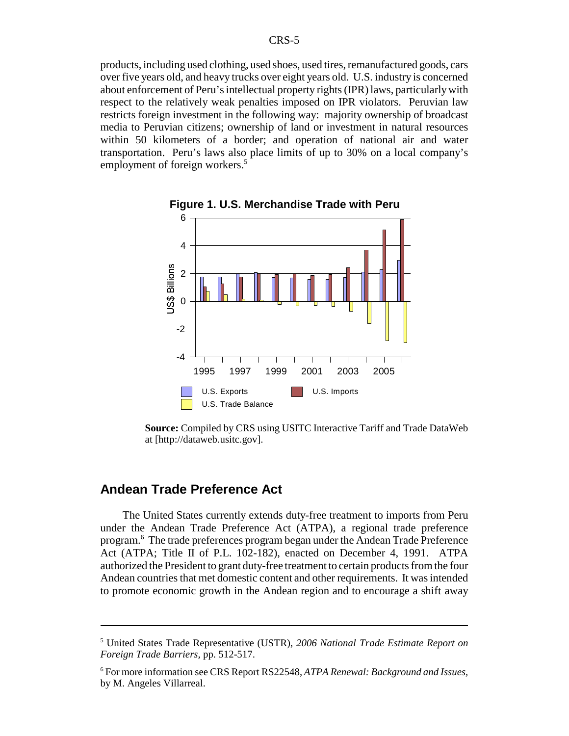products, including used clothing, used shoes, used tires, remanufactured goods, cars over five years old, and heavy trucks over eight years old. U.S. industry is concerned about enforcement of Peru's intellectual property rights (IPR) laws, particularly with respect to the relatively weak penalties imposed on IPR violators. Peruvian law restricts foreign investment in the following way: majority ownership of broadcast media to Peruvian citizens; ownership of land or investment in natural resources within 50 kilometers of a border; and operation of national air and water transportation. Peru's laws also place limits of up to 30% on a local company's employment of foreign workers.[5]

**Figure 1. U.S. Merchandise Trade with Peru**

US$ Billions

6
4
2
0
-2
-4

1995 1997 1999 2001 2003 2005

U.S. Exports
U.S. Imports
U.S. Trade Balance

**Source:** Compiled by CRS using USITC Interactive Tariff and Trade DataWeb at [http://dataweb.usitc.gov].

## Andean Trade Preference Act

The United States currently extends duty-free treatment to imports from Peru under the Andean Trade Preference Act (ATPA), a regional trade preference program.[6] The trade preferences program began under the Andean Trade Preference Act (ATPA; Title II of P.L. 102-182), enacted on December 4, 1991. ATPA authorized the President to grant duty-free treatment to certain products from the four Andean countries that met domestic content and other requirements. It was intended to promote economic growth in the Andean region and to encourage a shift away

---

[5] United States Trade Representative (USTR), *2006 National Trade Estimate Report on Foreign Trade Barriers*, pp. 512-517.

[6] For more information see CRS Report RS22548, *ATPA Renewal: Background and Issues*, by M. Angeles Villarreal.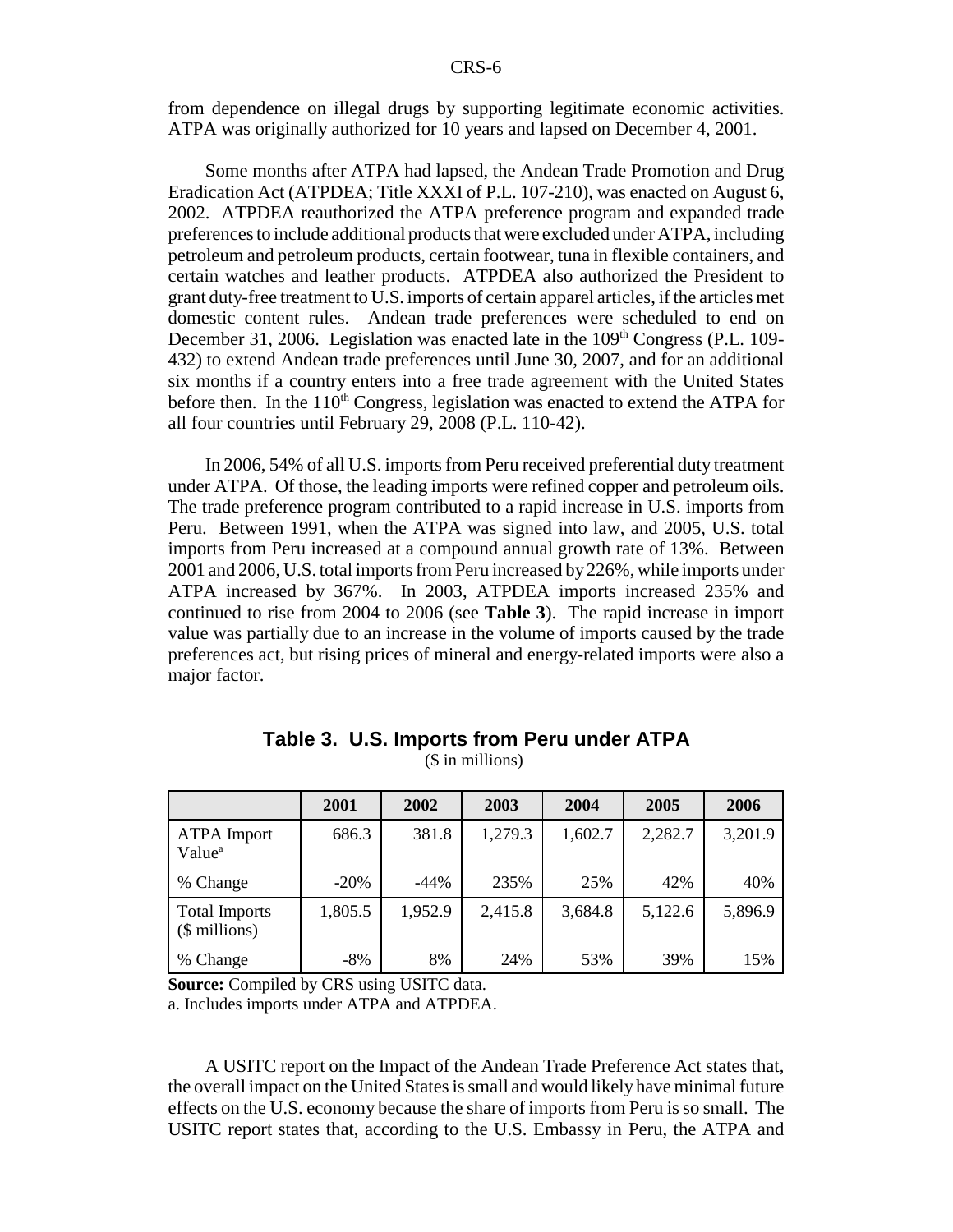from dependence on illegal drugs by supporting legitimate economic activities. ATPA was originally authorized for 10 years and lapsed on December 4, 2001.

Some months after ATPA had lapsed, the Andean Trade Promotion and Drug Eradication Act (ATPDEA; Title XXXI of P.L. 107-210), was enacted on August 6, 2002. ATPDEA reauthorized the ATPA preference program and expanded trade preferences to include additional products that were excluded under ATPA, including petroleum and petroleum products, certain footwear, tuna in flexible containers, and certain watches and leather products. ATPDEA also authorized the President to grant duty-free treatment to U.S. imports of certain apparel articles, if the articles met domestic content rules. Andean trade preferences were scheduled to end on December 31, 2006. Legislation was enacted late in the 109th Congress (P.L. 109-432) to extend Andean trade preferences until June 30, 2007, and for an additional six months if a country enters into a free trade agreement with the United States before then. In the 110th Congress, legislation was enacted to extend the ATPA for all four countries until February 29, 2008 (P.L. 110-42).

In 2006, 54% of all U.S. imports from Peru received preferential duty treatment under ATPA. Of those, the leading imports were refined copper and petroleum oils. The trade preference program contributed to a rapid increase in U.S. imports from Peru. Between 1991, when the ATPA was signed into law, and 2005, U.S. total imports from Peru increased at a compound annual growth rate of 13%. Between 2001 and 2006, U.S. total imports from Peru increased by 226%, while imports under ATPA increased by 367%. In 2003, ATPDEA imports increased 235% and continued to rise from 2004 to 2006 (see **Table 3**). The rapid increase in import value was partially due to an increase in the volume of imports caused by the trade preferences act, but rising prices of mineral and energy-related imports were also a major factor.

**Table 3. U.S. Imports from Peru under ATPA**
($ in millions)

| | 2001 | 2002 | 2003 | 2004 | 2005 | 2006 |
|---|---|---|---|---|---|---|
| ATPA Import Value[a] | 686.3 | 381.8 | 1,279.3 | 1,602.7 | 2,282.7 | 3,201.9 |
| % Change | -20% | -44% | 235% | 25% | 42% | 40% |
| Total Imports ($ millions) | 1,805.5 | 1,952.9 | 2,415.8 | 3,684.8 | 5,122.6 | 5,896.9 |
| % Change | -8% | 8% | 24% | 53% | 39% | 15% |

**Source:** Compiled by CRS using USITC data.
a. Includes imports under ATPA and ATPDEA.

A USITC report on the Impact of the Andean Trade Preference Act states that, the overall impact on the United States is small and would likely have minimal future effects on the U.S. economy because the share of imports from Peru is so small. The USITC report states that, according to the U.S. Embassy in Peru, the ATPA and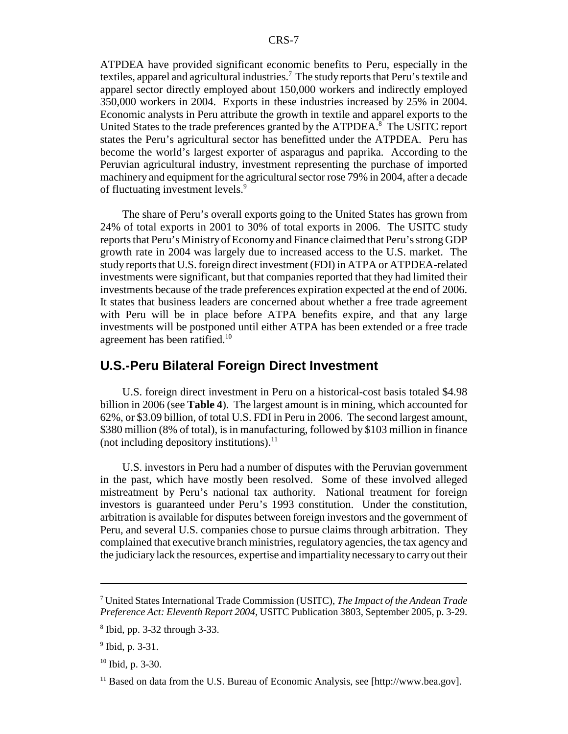ATPDEA have provided significant economic benefits to Peru, especially in the textiles, apparel and agricultural industries.[7] The study reports that Peru's textile and apparel sector directly employed about 150,000 workers and indirectly employed 350,000 workers in 2004. Exports in these industries increased by 25% in 2004. Economic analysts in Peru attribute the growth in textile and apparel exports to the United States to the trade preferences granted by the ATPDEA.[8] The USITC report states the Peru's agricultural sector has benefitted under the ATPDEA. Peru has become the world's largest exporter of asparagus and paprika. According to the Peruvian agricultural industry, investment representing the purchase of imported machinery and equipment for the agricultural sector rose 79% in 2004, after a decade of fluctuating investment levels.[9]

The share of Peru's overall exports going to the United States has grown from 24% of total exports in 2001 to 30% of total exports in 2006. The USITC study reports that Peru's Ministry of Economy and Finance claimed that Peru's strong GDP growth rate in 2004 was largely due to increased access to the U.S. market. The study reports that U.S. foreign direct investment (FDI) in ATPA or ATPDEA-related investments were significant, but that companies reported that they had limited their investments because of the trade preferences expiration expected at the end of 2006. It states that business leaders are concerned about whether a free trade agreement with Peru will be in place before ATPA benefits expire, and that any large investments will be postponed until either ATPA has been extended or a free trade agreement has been ratified.[10]

## U.S.-Peru Bilateral Foreign Direct Investment

U.S. foreign direct investment in Peru on a historical-cost basis totaled $4.98 billion in 2006 (see **Table 4**). The largest amount is in mining, which accounted for 62%, or $3.09 billion, of total U.S. FDI in Peru in 2006. The second largest amount, $380 million (8% of total), is in manufacturing, followed by $103 million in finance (not including depository institutions).[11]

U.S. investors in Peru had a number of disputes with the Peruvian government in the past, which have mostly been resolved. Some of these involved alleged mistreatment by Peru's national tax authority. National treatment for foreign investors is guaranteed under Peru's 1993 constitution. Under the constitution, arbitration is available for disputes between foreign investors and the government of Peru, and several U.S. companies chose to pursue claims through arbitration. They complained that executive branch ministries, regulatory agencies, the tax agency and the judiciary lack the resources, expertise and impartiality necessary to carry out their

---

[7] United States International Trade Commission (USITC), *The Impact of the Andean Trade Preference Act: Eleventh Report 2004*, USITC Publication 3803, September 2005, p. 3-29.

[8] Ibid, pp. 3-32 through 3-33.

[9] Ibid, p. 3-31.

[10] Ibid, p. 3-30.

[11] Based on data from the U.S. Bureau of Economic Analysis, see [http://www.bea.gov].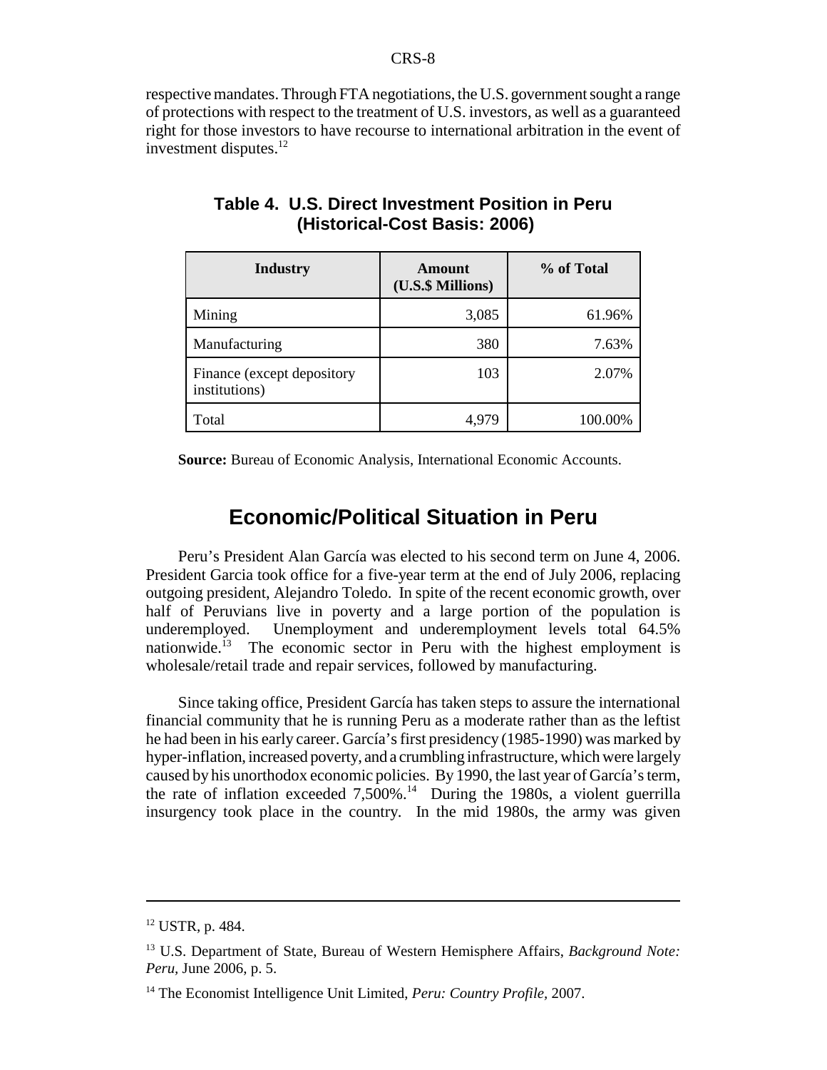respective mandates. Through FTA negotiations, the U.S. government sought a range of protections with respect to the treatment of U.S. investors, as well as a guaranteed right for those investors to have recourse to international arbitration in the event of investment disputes.[12]

**Table 4. U.S. Direct Investment Position in Peru (Historical-Cost Basis: 2006)**

| Industry | Amount (U.S.$ Millions) | % of Total |
|---|---|---|
| Mining | 3,085 | 61.96% |
| Manufacturing | 380 | 7.63% |
| Finance (except depository institutions) | 103 | 2.07% |
| Total | 4,979 | 100.00% |

**Source:** Bureau of Economic Analysis, International Economic Accounts.

## Economic/Political Situation in Peru

Peru's President Alan García was elected to his second term on June 4, 2006. President Garcia took office for a five-year term at the end of July 2006, replacing outgoing president, Alejandro Toledo. In spite of the recent economic growth, over half of Peruvians live in poverty and a large portion of the population is underemployed. Unemployment and underemployment levels total 64.5% nationwide.[13] The economic sector in Peru with the highest employment is wholesale/retail trade and repair services, followed by manufacturing.

Since taking office, President García has taken steps to assure the international financial community that he is running Peru as a moderate rather than as the leftist he had been in his early career. García's first presidency (1985-1990) was marked by hyper-inflation, increased poverty, and a crumbling infrastructure, which were largely caused by his unorthodox economic policies. By 1990, the last year of García's term, the rate of inflation exceeded 7,500%.[14] During the 1980s, a violent guerrilla insurgency took place in the country. In the mid 1980s, the army was given

---

[12] USTR, p. 484.

[13] U.S. Department of State, Bureau of Western Hemisphere Affairs, *Background Note: Peru*, June 2006, p. 5.

[14] The Economist Intelligence Unit Limited, *Peru: Country Profile*, 2007.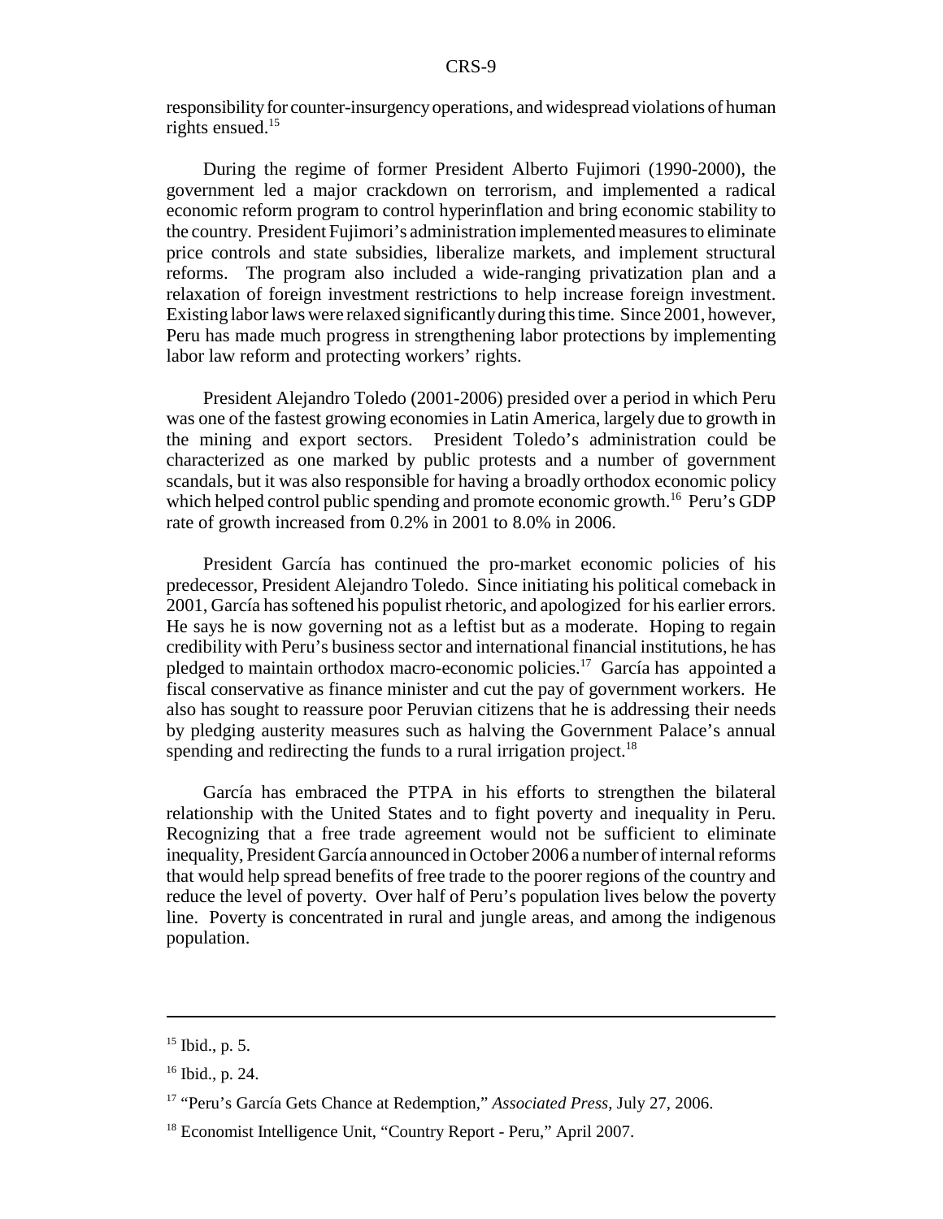responsibility for counter-insurgency operations, and widespread violations of human rights ensued.[15]

During the regime of former President Alberto Fujimori (1990-2000), the government led a major crackdown on terrorism, and implemented a radical economic reform program to control hyperinflation and bring economic stability to the country. President Fujimori's administration implemented measures to eliminate price controls and state subsidies, liberalize markets, and implement structural reforms. The program also included a wide-ranging privatization plan and a relaxation of foreign investment restrictions to help increase foreign investment. Existing labor laws were relaxed significantly during this time. Since 2001, however, Peru has made much progress in strengthening labor protections by implementing labor law reform and protecting workers' rights.

President Alejandro Toledo (2001-2006) presided over a period in which Peru was one of the fastest growing economies in Latin America, largely due to growth in the mining and export sectors. President Toledo's administration could be characterized as one marked by public protests and a number of government scandals, but it was also responsible for having a broadly orthodox economic policy which helped control public spending and promote economic growth.[16] Peru's GDP rate of growth increased from 0.2% in 2001 to 8.0% in 2006.

President García has continued the pro-market economic policies of his predecessor, President Alejandro Toledo. Since initiating his political comeback in 2001, García has softened his populist rhetoric, and apologized for his earlier errors. He says he is now governing not as a leftist but as a moderate. Hoping to regain credibility with Peru's business sector and international financial institutions, he has pledged to maintain orthodox macro-economic policies.[17] García has appointed a fiscal conservative as finance minister and cut the pay of government workers. He also has sought to reassure poor Peruvian citizens that he is addressing their needs by pledging austerity measures such as halving the Government Palace's annual spending and redirecting the funds to a rural irrigation project.[18]

García has embraced the PTPA in his efforts to strengthen the bilateral relationship with the United States and to fight poverty and inequality in Peru. Recognizing that a free trade agreement would not be sufficient to eliminate inequality, President García announced in October 2006 a number of internal reforms that would help spread benefits of free trade to the poorer regions of the country and reduce the level of poverty. Over half of Peru's population lives below the poverty line. Poverty is concentrated in rural and jungle areas, and among the indigenous population.

---

[15] Ibid., p. 5.

[16] Ibid., p. 24.

[17] "Peru's García Gets Chance at Redemption," *Associated Press*, July 27, 2006.

[18] Economist Intelligence Unit, "Country Report - Peru," April 2007.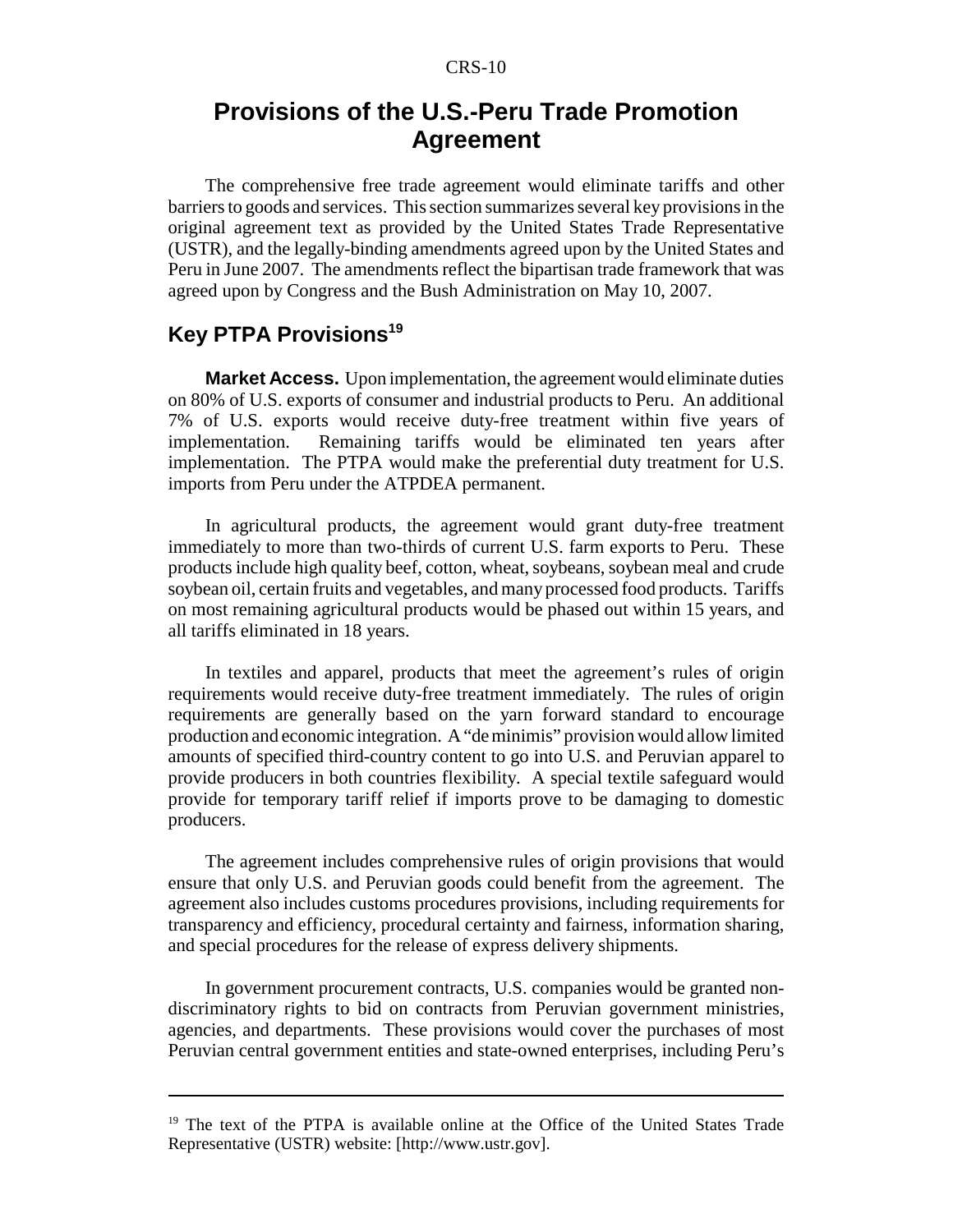# Provisions of the U.S.-Peru Trade Promotion Agreement

The comprehensive free trade agreement would eliminate tariffs and other barriers to goods and services. This section summarizes several key provisions in the original agreement text as provided by the United States Trade Representative (USTR), and the legally-binding amendments agreed upon by the United States and Peru in June 2007. The amendments reflect the bipartisan trade framework that was agreed upon by Congress and the Bush Administration on May 10, 2007.

## Key PTPA Provisions[19]

**Market Access.** Upon implementation, the agreement would eliminate duties on 80% of U.S. exports of consumer and industrial products to Peru. An additional 7% of U.S. exports would receive duty-free treatment within five years of implementation. Remaining tariffs would be eliminated ten years after implementation. The PTPA would make the preferential duty treatment for U.S. imports from Peru under the ATPDEA permanent.

In agricultural products, the agreement would grant duty-free treatment immediately to more than two-thirds of current U.S. farm exports to Peru. These products include high quality beef, cotton, wheat, soybeans, soybean meal and crude soybean oil, certain fruits and vegetables, and many processed food products. Tariffs on most remaining agricultural products would be phased out within 15 years, and all tariffs eliminated in 18 years.

In textiles and apparel, products that meet the agreement's rules of origin requirements would receive duty-free treatment immediately. The rules of origin requirements are generally based on the yarn forward standard to encourage production and economic integration. A "de minimis" provision would allow limited amounts of specified third-country content to go into U.S. and Peruvian apparel to provide producers in both countries flexibility. A special textile safeguard would provide for temporary tariff relief if imports prove to be damaging to domestic producers.

The agreement includes comprehensive rules of origin provisions that would ensure that only U.S. and Peruvian goods could benefit from the agreement. The agreement also includes customs procedures provisions, including requirements for transparency and efficiency, procedural certainty and fairness, information sharing, and special procedures for the release of express delivery shipments.

In government procurement contracts, U.S. companies would be granted non-discriminatory rights to bid on contracts from Peruvian government ministries, agencies, and departments. These provisions would cover the purchases of most Peruvian central government entities and state-owned enterprises, including Peru's

---

[19] The text of the PTPA is available online at the Office of the United States Trade Representative (USTR) website: [http://www.ustr.gov].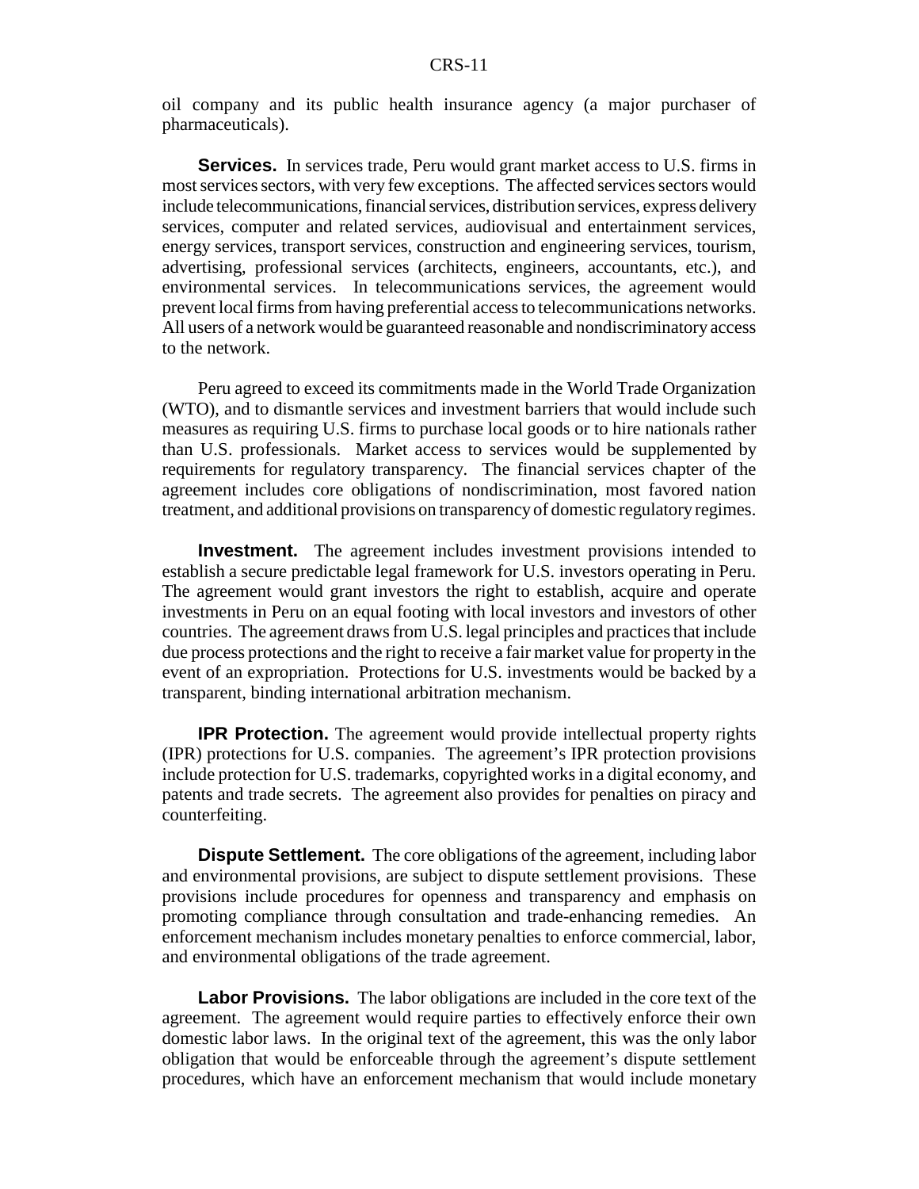oil company and its public health insurance agency (a major purchaser of pharmaceuticals).

**Services.** In services trade, Peru would grant market access to U.S. firms in most services sectors, with very few exceptions. The affected services sectors would include telecommunications, financial services, distribution services, express delivery services, computer and related services, audiovisual and entertainment services, energy services, transport services, construction and engineering services, tourism, advertising, professional services (architects, engineers, accountants, etc.), and environmental services. In telecommunications services, the agreement would prevent local firms from having preferential access to telecommunications networks. All users of a network would be guaranteed reasonable and nondiscriminatory access to the network.

Peru agreed to exceed its commitments made in the World Trade Organization (WTO), and to dismantle services and investment barriers that would include such measures as requiring U.S. firms to purchase local goods or to hire nationals rather than U.S. professionals. Market access to services would be supplemented by requirements for regulatory transparency. The financial services chapter of the agreement includes core obligations of nondiscrimination, most favored nation treatment, and additional provisions on transparency of domestic regulatory regimes.

**Investment.** The agreement includes investment provisions intended to establish a secure predictable legal framework for U.S. investors operating in Peru. The agreement would grant investors the right to establish, acquire and operate investments in Peru on an equal footing with local investors and investors of other countries. The agreement draws from U.S. legal principles and practices that include due process protections and the right to receive a fair market value for property in the event of an expropriation. Protections for U.S. investments would be backed by a transparent, binding international arbitration mechanism.

**IPR Protection.** The agreement would provide intellectual property rights (IPR) protections for U.S. companies. The agreement's IPR protection provisions include protection for U.S. trademarks, copyrighted works in a digital economy, and patents and trade secrets. The agreement also provides for penalties on piracy and counterfeiting.

**Dispute Settlement.** The core obligations of the agreement, including labor and environmental provisions, are subject to dispute settlement provisions. These provisions include procedures for openness and transparency and emphasis on promoting compliance through consultation and trade-enhancing remedies. An enforcement mechanism includes monetary penalties to enforce commercial, labor, and environmental obligations of the trade agreement.

**Labor Provisions.** The labor obligations are included in the core text of the agreement. The agreement would require parties to effectively enforce their own domestic labor laws. In the original text of the agreement, this was the only labor obligation that would be enforceable through the agreement's dispute settlement procedures, which have an enforcement mechanism that would include monetary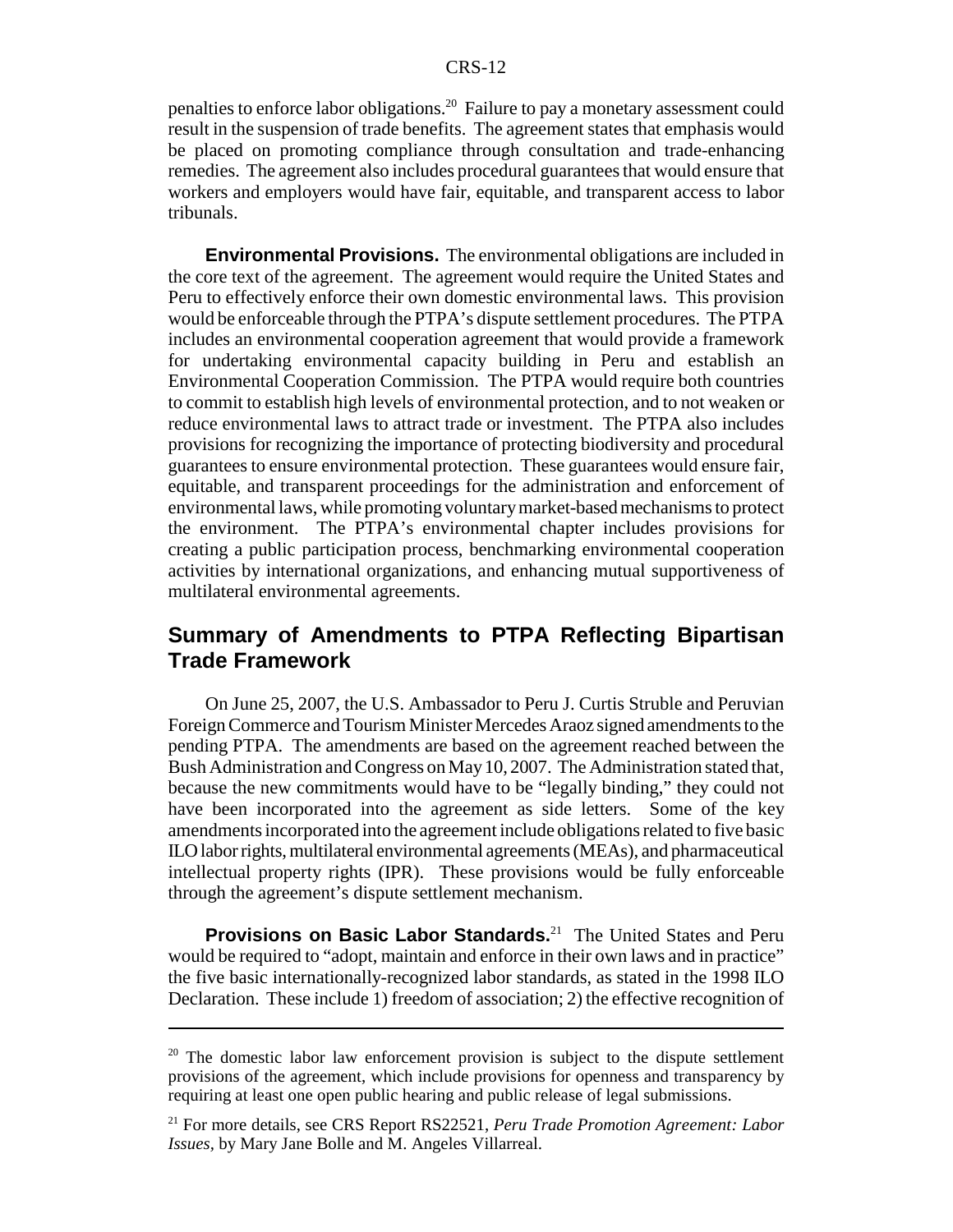penalties to enforce labor obligations.[20] Failure to pay a monetary assessment could result in the suspension of trade benefits. The agreement states that emphasis would be placed on promoting compliance through consultation and trade-enhancing remedies. The agreement also includes procedural guarantees that would ensure that workers and employers would have fair, equitable, and transparent access to labor tribunals.

**Environmental Provisions.** The environmental obligations are included in the core text of the agreement. The agreement would require the United States and Peru to effectively enforce their own domestic environmental laws. This provision would be enforceable through the PTPA's dispute settlement procedures. The PTPA includes an environmental cooperation agreement that would provide a framework for undertaking environmental capacity building in Peru and establish an Environmental Cooperation Commission. The PTPA would require both countries to commit to establish high levels of environmental protection, and to not weaken or reduce environmental laws to attract trade or investment. The PTPA also includes provisions for recognizing the importance of protecting biodiversity and procedural guarantees to ensure environmental protection. These guarantees would ensure fair, equitable, and transparent proceedings for the administration and enforcement of environmental laws, while promoting voluntary market-based mechanisms to protect the environment. The PTPA's environmental chapter includes provisions for creating a public participation process, benchmarking environmental cooperation activities by international organizations, and enhancing mutual supportiveness of multilateral environmental agreements.

## Summary of Amendments to PTPA Reflecting Bipartisan Trade Framework

On June 25, 2007, the U.S. Ambassador to Peru J. Curtis Struble and Peruvian Foreign Commerce and Tourism Minister Mercedes Araoz signed amendments to the pending PTPA. The amendments are based on the agreement reached between the Bush Administration and Congress on May 10, 2007. The Administration stated that, because the new commitments would have to be "legally binding," they could not have been incorporated into the agreement as side letters. Some of the key amendments incorporated into the agreement include obligations related to five basic ILO labor rights, multilateral environmental agreements (MEAs), and pharmaceutical intellectual property rights (IPR). These provisions would be fully enforceable through the agreement's dispute settlement mechanism.

**Provisions on Basic Labor Standards.**[21] The United States and Peru would be required to "adopt, maintain and enforce in their own laws and in practice" the five basic internationally-recognized labor standards, as stated in the 1998 ILO Declaration. These include 1) freedom of association; 2) the effective recognition of

---

[20] The domestic labor law enforcement provision is subject to the dispute settlement provisions of the agreement, which include provisions for openness and transparency by requiring at least one open public hearing and public release of legal submissions.

[21] For more details, see CRS Report RS22521, *Peru Trade Promotion Agreement: Labor Issues*, by Mary Jane Bolle and M. Angeles Villarreal.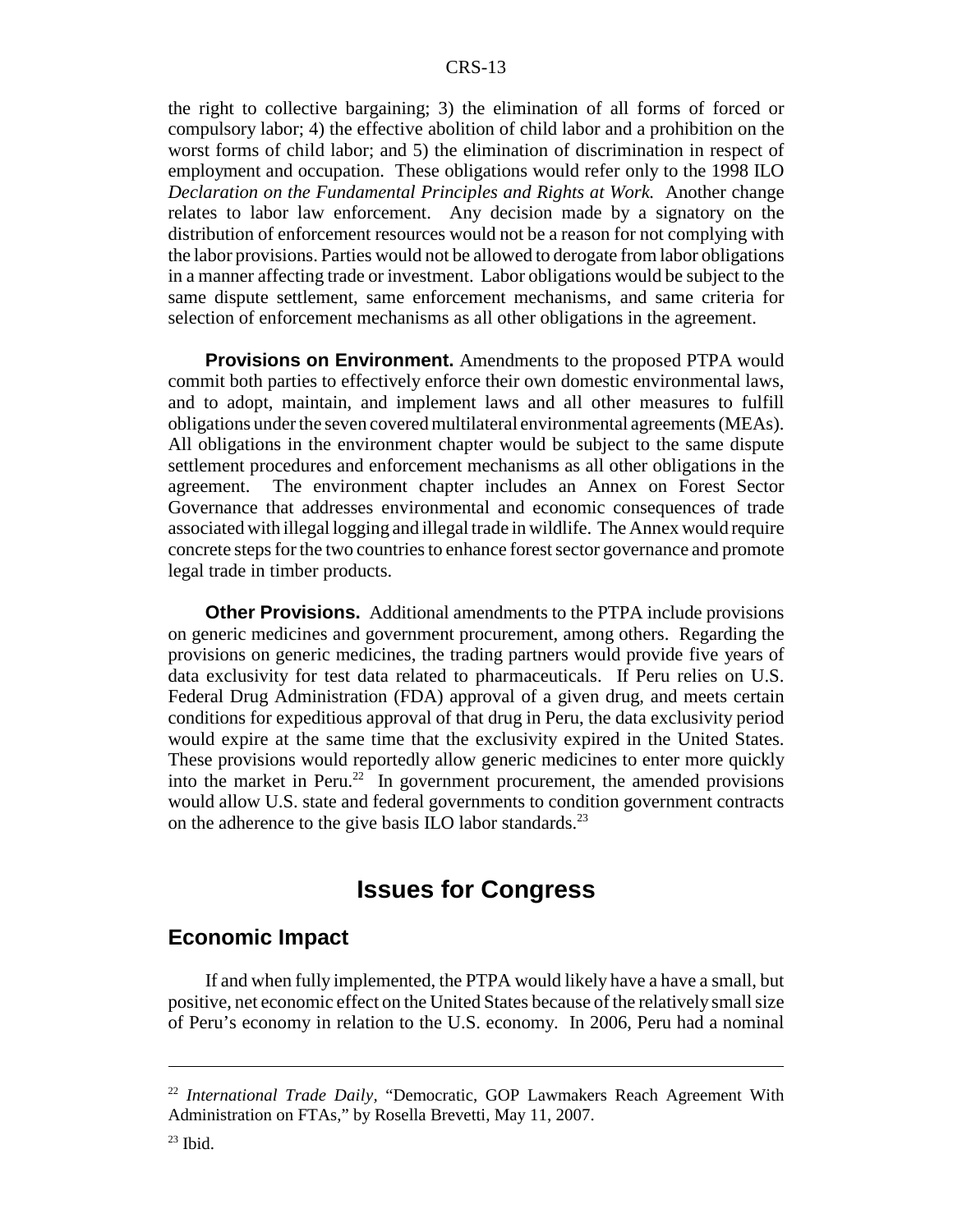the right to collective bargaining; 3) the elimination of all forms of forced or compulsory labor; 4) the effective abolition of child labor and a prohibition on the worst forms of child labor; and 5) the elimination of discrimination in respect of employment and occupation. These obligations would refer only to the 1998 ILO *Declaration on the Fundamental Principles and Rights at Work.* Another change relates to labor law enforcement. Any decision made by a signatory on the distribution of enforcement resources would not be a reason for not complying with the labor provisions. Parties would not be allowed to derogate from labor obligations in a manner affecting trade or investment. Labor obligations would be subject to the same dispute settlement, same enforcement mechanisms, and same criteria for selection of enforcement mechanisms as all other obligations in the agreement.

**Provisions on Environment.** Amendments to the proposed PTPA would commit both parties to effectively enforce their own domestic environmental laws, and to adopt, maintain, and implement laws and all other measures to fulfill obligations under the seven covered multilateral environmental agreements (MEAs). All obligations in the environment chapter would be subject to the same dispute settlement procedures and enforcement mechanisms as all other obligations in the agreement. The environment chapter includes an Annex on Forest Sector Governance that addresses environmental and economic consequences of trade associated with illegal logging and illegal trade in wildlife. The Annex would require concrete steps for the two countries to enhance forest sector governance and promote legal trade in timber products.

**Other Provisions.** Additional amendments to the PTPA include provisions on generic medicines and government procurement, among others. Regarding the provisions on generic medicines, the trading partners would provide five years of data exclusivity for test data related to pharmaceuticals. If Peru relies on U.S. Federal Drug Administration (FDA) approval of a given drug, and meets certain conditions for expeditious approval of that drug in Peru, the data exclusivity period would expire at the same time that the exclusivity expired in the United States. These provisions would reportedly allow generic medicines to enter more quickly into the market in Peru.[22] In government procurement, the amended provisions would allow U.S. state and federal governments to condition government contracts on the adherence to the give basis ILO labor standards.[23]

# Issues for Congress

## Economic Impact

If and when fully implemented, the PTPA would likely have a have a small, but positive, net economic effect on the United States because of the relatively small size of Peru's economy in relation to the U.S. economy. In 2006, Peru had a nominal

---

[22] *International Trade Daily*, "Democratic, GOP Lawmakers Reach Agreement With Administration on FTAs," by Rosella Brevetti, May 11, 2007.

[23] Ibid.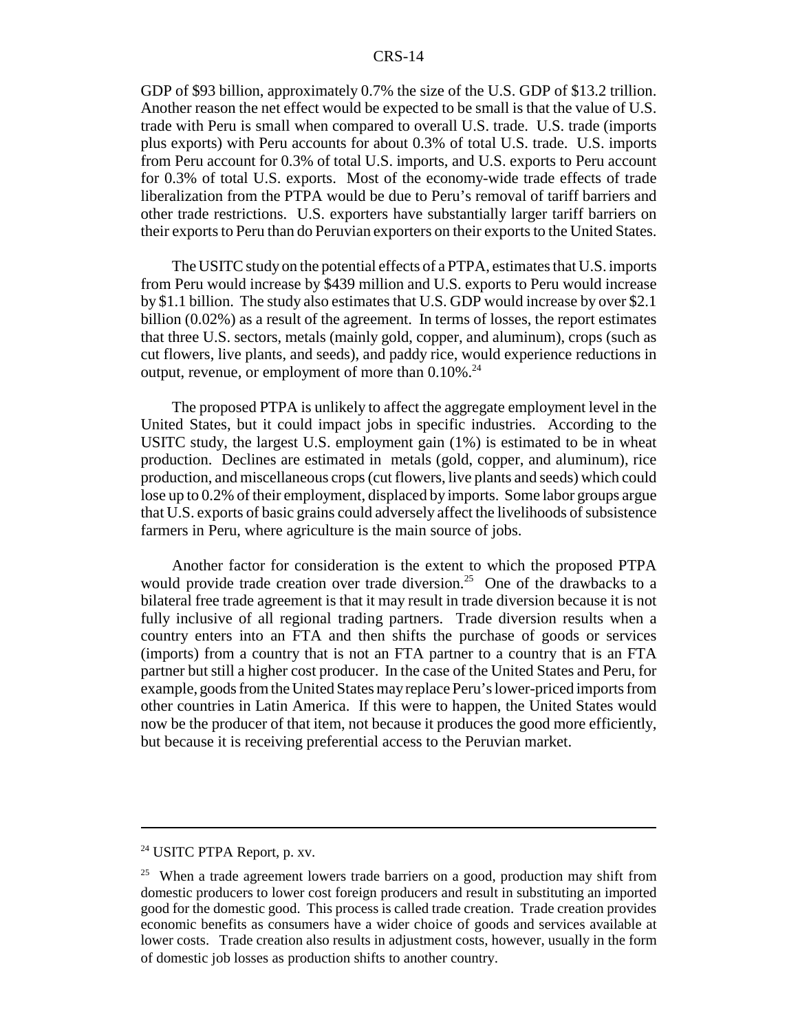GDP of $93 billion, approximately 0.7% the size of the U.S. GDP of $13.2 trillion. Another reason the net effect would be expected to be small is that the value of U.S. trade with Peru is small when compared to overall U.S. trade. U.S. trade (imports plus exports) with Peru accounts for about 0.3% of total U.S. trade. U.S. imports from Peru account for 0.3% of total U.S. imports, and U.S. exports to Peru account for 0.3% of total U.S. exports. Most of the economy-wide trade effects of trade liberalization from the PTPA would be due to Peru's removal of tariff barriers and other trade restrictions. U.S. exporters have substantially larger tariff barriers on their exports to Peru than do Peruvian exporters on their exports to the United States.

The USITC study on the potential effects of a PTPA, estimates that U.S. imports from Peru would increase by $439 million and U.S. exports to Peru would increase by $1.1 billion. The study also estimates that U.S. GDP would increase by over $2.1 billion (0.02%) as a result of the agreement. In terms of losses, the report estimates that three U.S. sectors, metals (mainly gold, copper, and aluminum), crops (such as cut flowers, live plants, and seeds), and paddy rice, would experience reductions in output, revenue, or employment of more than 0.10%.[24]

The proposed PTPA is unlikely to affect the aggregate employment level in the United States, but it could impact jobs in specific industries. According to the USITC study, the largest U.S. employment gain (1%) is estimated to be in wheat production. Declines are estimated in metals (gold, copper, and aluminum), rice production, and miscellaneous crops (cut flowers, live plants and seeds) which could lose up to 0.2% of their employment, displaced by imports. Some labor groups argue that U.S. exports of basic grains could adversely affect the livelihoods of subsistence farmers in Peru, where agriculture is the main source of jobs.

Another factor for consideration is the extent to which the proposed PTPA would provide trade creation over trade diversion.[25] One of the drawbacks to a bilateral free trade agreement is that it may result in trade diversion because it is not fully inclusive of all regional trading partners. Trade diversion results when a country enters into an FTA and then shifts the purchase of goods or services (imports) from a country that is not an FTA partner to a country that is an FTA partner but still a higher cost producer. In the case of the United States and Peru, for example, goods from the United States may replace Peru's lower-priced imports from other countries in Latin America. If this were to happen, the United States would now be the producer of that item, not because it produces the good more efficiently, but because it is receiving preferential access to the Peruvian market.

---

[24] USITC PTPA Report, p. xv.

[25] When a trade agreement lowers trade barriers on a good, production may shift from domestic producers to lower cost foreign producers and result in substituting an imported good for the domestic good. This process is called trade creation. Trade creation provides economic benefits as consumers have a wider choice of goods and services available at lower costs. Trade creation also results in adjustment costs, however, usually in the form of domestic job losses as production shifts to another country.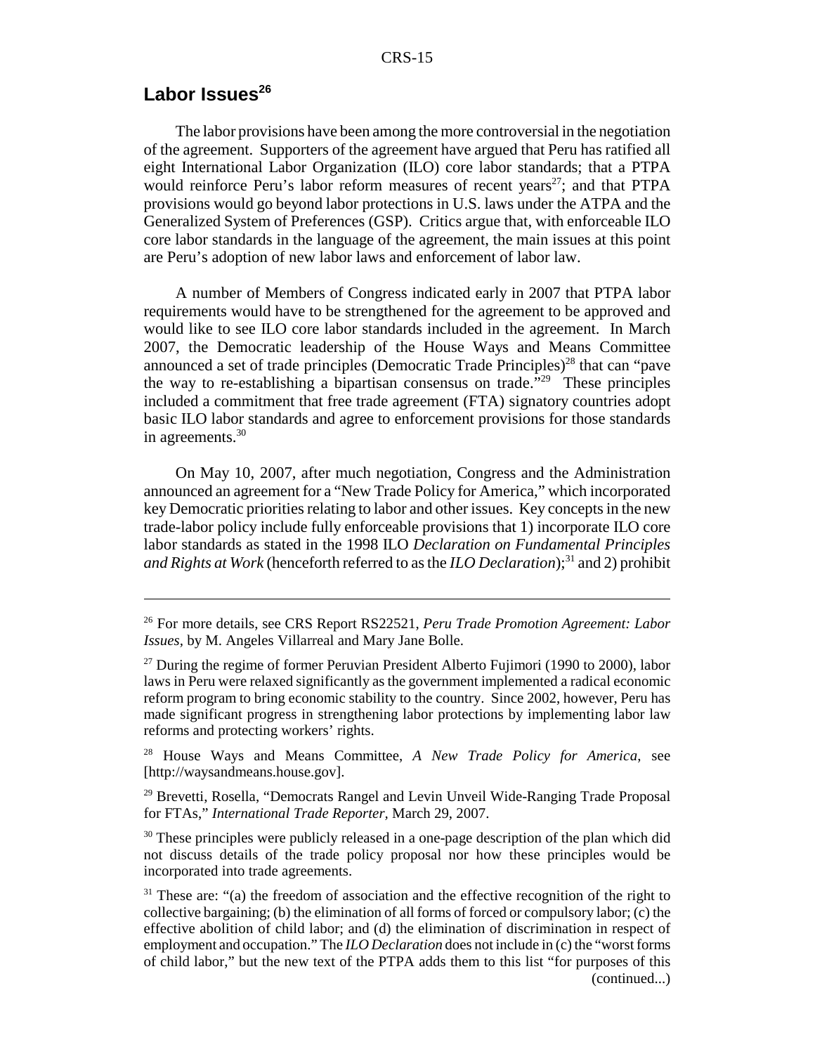## Labor Issues[26]

The labor provisions have been among the more controversial in the negotiation of the agreement. Supporters of the agreement have argued that Peru has ratified all eight International Labor Organization (ILO) core labor standards; that a PTPA would reinforce Peru's labor reform measures of recent years[27]; and that PTPA provisions would go beyond labor protections in U.S. laws under the ATPA and the Generalized System of Preferences (GSP). Critics argue that, with enforceable ILO core labor standards in the language of the agreement, the main issues at this point are Peru's adoption of new labor laws and enforcement of labor law.

A number of Members of Congress indicated early in 2007 that PTPA labor requirements would have to be strengthened for the agreement to be approved and would like to see ILO core labor standards included in the agreement. In March 2007, the Democratic leadership of the House Ways and Means Committee announced a set of trade principles (Democratic Trade Principles)[28] that can "pave the way to re-establishing a bipartisan consensus on trade."[29] These principles included a commitment that free trade agreement (FTA) signatory countries adopt basic ILO labor standards and agree to enforcement provisions for those standards in agreements.[30]

On May 10, 2007, after much negotiation, Congress and the Administration announced an agreement for a "New Trade Policy for America," which incorporated key Democratic priorities relating to labor and other issues. Key concepts in the new trade-labor policy include fully enforceable provisions that 1) incorporate ILO core labor standards as stated in the 1998 ILO *Declaration on Fundamental Principles and Rights at Work* (henceforth referred to as the *ILO Declaration*);[31] and 2) prohibit

---

[26] For more details, see CRS Report RS22521, *Peru Trade Promotion Agreement: Labor Issues*, by M. Angeles Villarreal and Mary Jane Bolle.

[27] During the regime of former Peruvian President Alberto Fujimori (1990 to 2000), labor laws in Peru were relaxed significantly as the government implemented a radical economic reform program to bring economic stability to the country. Since 2002, however, Peru has made significant progress in strengthening labor protections by implementing labor law reforms and protecting workers' rights.

[28] House Ways and Means Committee, *A New Trade Policy for America*, see [http://waysandmeans.house.gov].

[29] Brevetti, Rosella, "Democrats Rangel and Levin Unveil Wide-Ranging Trade Proposal for FTAs," *International Trade Reporter,* March 29, 2007.

[30] These principles were publicly released in a one-page description of the plan which did not discuss details of the trade policy proposal nor how these principles would be incorporated into trade agreements.

[31] These are: "(a) the freedom of association and the effective recognition of the right to collective bargaining; (b) the elimination of all forms of forced or compulsory labor; (c) the effective abolition of child labor; and (d) the elimination of discrimination in respect of employment and occupation." The *ILO Declaration* does not include in (c) the "worst forms of child labor," but the new text of the PTPA adds them to this list "for purposes of this (continued...)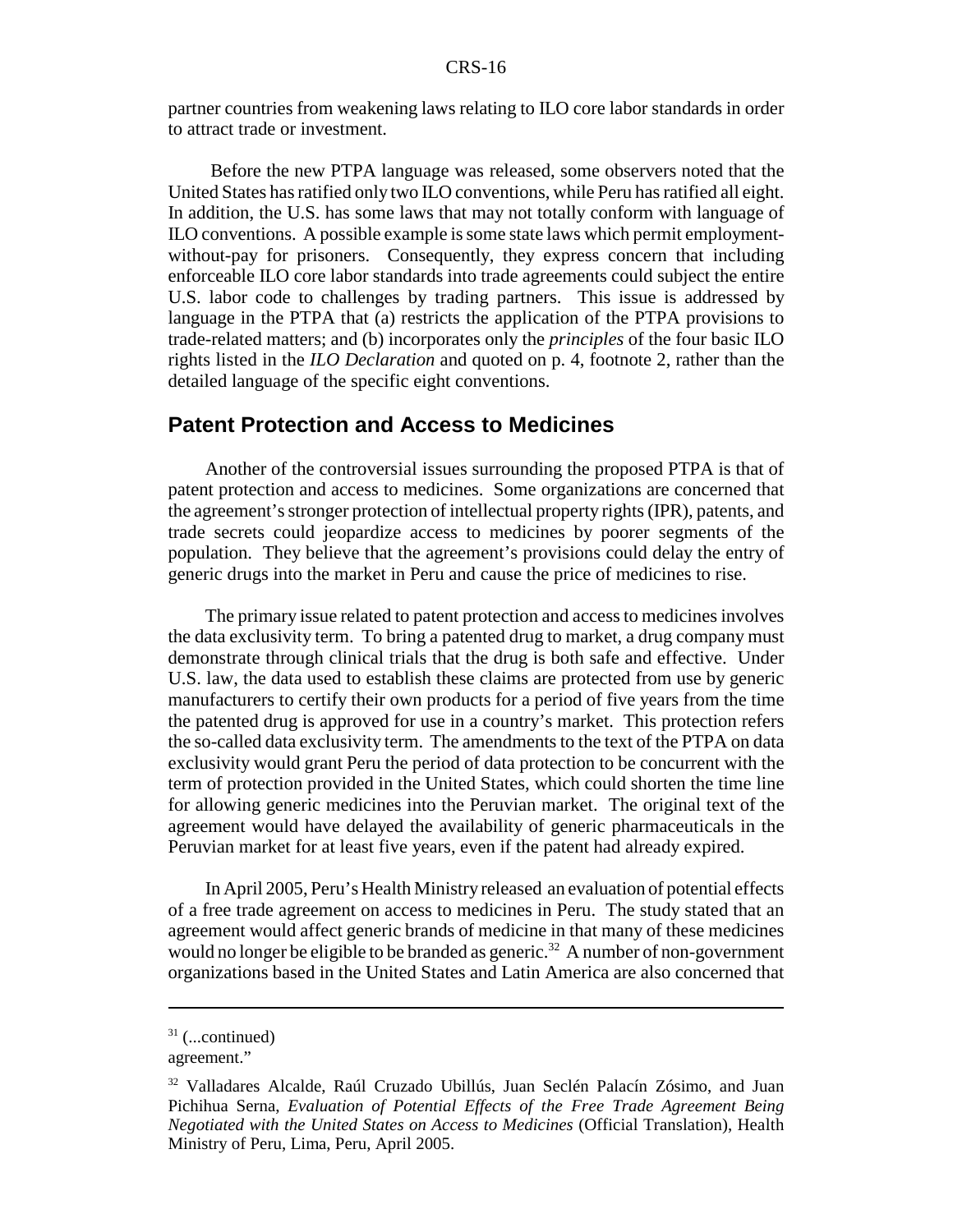partner countries from weakening laws relating to ILO core labor standards in order to attract trade or investment.

Before the new PTPA language was released, some observers noted that the United States has ratified only two ILO conventions, while Peru has ratified all eight. In addition, the U.S. has some laws that may not totally conform with language of ILO conventions. A possible example is some state laws which permit employment-without-pay for prisoners. Consequently, they express concern that including enforceable ILO core labor standards into trade agreements could subject the entire U.S. labor code to challenges by trading partners. This issue is addressed by language in the PTPA that (a) restricts the application of the PTPA provisions to trade-related matters; and (b) incorporates only the *principles* of the four basic ILO rights listed in the *ILO Declaration* and quoted on p. 4, footnote 2, rather than the detailed language of the specific eight conventions.

## Patent Protection and Access to Medicines

Another of the controversial issues surrounding the proposed PTPA is that of patent protection and access to medicines. Some organizations are concerned that the agreement's stronger protection of intellectual property rights (IPR), patents, and trade secrets could jeopardize access to medicines by poorer segments of the population. They believe that the agreement's provisions could delay the entry of generic drugs into the market in Peru and cause the price of medicines to rise.

The primary issue related to patent protection and access to medicines involves the data exclusivity term. To bring a patented drug to market, a drug company must demonstrate through clinical trials that the drug is both safe and effective. Under U.S. law, the data used to establish these claims are protected from use by generic manufacturers to certify their own products for a period of five years from the time the patented drug is approved for use in a country's market. This protection refers the so-called data exclusivity term. The amendments to the text of the PTPA on data exclusivity would grant Peru the period of data protection to be concurrent with the term of protection provided in the United States, which could shorten the time line for allowing generic medicines into the Peruvian market. The original text of the agreement would have delayed the availability of generic pharmaceuticals in the Peruvian market for at least five years, even if the patent had already expired.

In April 2005, Peru's Health Ministry released an evaluation of potential effects of a free trade agreement on access to medicines in Peru. The study stated that an agreement would affect generic brands of medicine in that many of these medicines would no longer be eligible to be branded as generic.[32] A number of non-government organizations based in the United States and Latin America are also concerned that

---

[31] (...continued) agreement."

[32] Valladares Alcalde, Raúl Cruzado Ubillús, Juan Seclén Palacín Zósimo, and Juan Pichihua Serna, *Evaluation of Potential Effects of the Free Trade Agreement Being Negotiated with the United States on Access to Medicines* (Official Translation), Health Ministry of Peru, Lima, Peru, April 2005.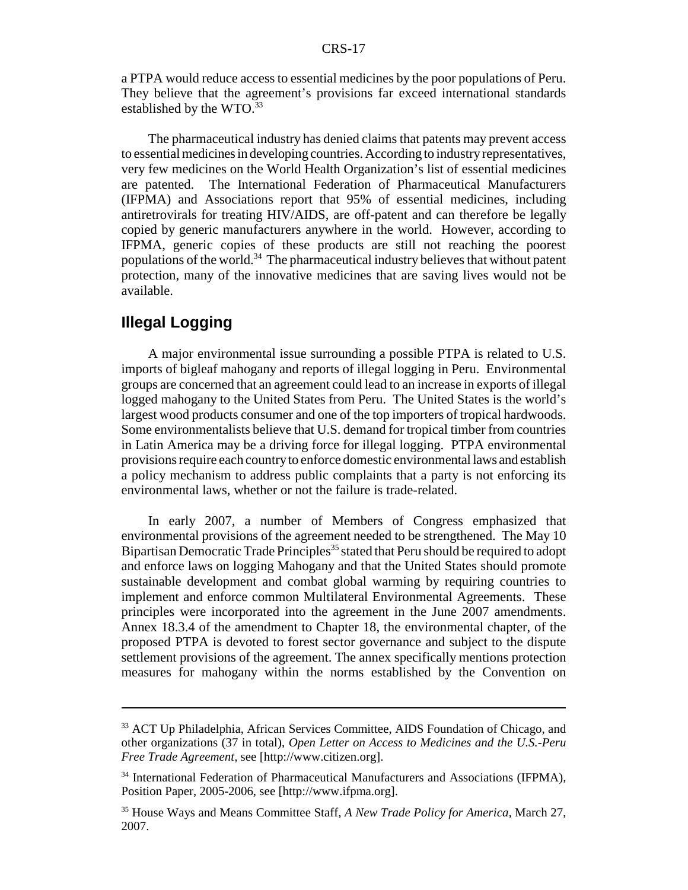a PTPA would reduce access to essential medicines by the poor populations of Peru. They believe that the agreement's provisions far exceed international standards established by the WTO.[33]

The pharmaceutical industry has denied claims that patents may prevent access to essential medicines in developing countries. According to industry representatives, very few medicines on the World Health Organization's list of essential medicines are patented. The International Federation of Pharmaceutical Manufacturers (IFPMA) and Associations report that 95% of essential medicines, including antiretrovirals for treating HIV/AIDS, are off-patent and can therefore be legally copied by generic manufacturers anywhere in the world. However, according to IFPMA, generic copies of these products are still not reaching the poorest populations of the world.[34] The pharmaceutical industry believes that without patent protection, many of the innovative medicines that are saving lives would not be available.

## Illegal Logging

A major environmental issue surrounding a possible PTPA is related to U.S. imports of bigleaf mahogany and reports of illegal logging in Peru. Environmental groups are concerned that an agreement could lead to an increase in exports of illegal logged mahogany to the United States from Peru. The United States is the world's largest wood products consumer and one of the top importers of tropical hardwoods. Some environmentalists believe that U.S. demand for tropical timber from countries in Latin America may be a driving force for illegal logging. PTPA environmental provisions require each country to enforce domestic environmental laws and establish a policy mechanism to address public complaints that a party is not enforcing its environmental laws, whether or not the failure is trade-related.

In early 2007, a number of Members of Congress emphasized that environmental provisions of the agreement needed to be strengthened. The May 10 Bipartisan Democratic Trade Principles[35] stated that Peru should be required to adopt and enforce laws on logging Mahogany and that the United States should promote sustainable development and combat global warming by requiring countries to implement and enforce common Multilateral Environmental Agreements. These principles were incorporated into the agreement in the June 2007 amendments. Annex 18.3.4 of the amendment to Chapter 18, the environmental chapter, of the proposed PTPA is devoted to forest sector governance and subject to the dispute settlement provisions of the agreement. The annex specifically mentions protection measures for mahogany within the norms established by the Convention on

---

[33] ACT Up Philadelphia, African Services Committee, AIDS Foundation of Chicago, and other organizations (37 in total), *Open Letter on Access to Medicines and the U.S.-Peru Free Trade Agreement*, see [http://www.citizen.org].

[34] International Federation of Pharmaceutical Manufacturers and Associations (IFPMA), Position Paper, 2005-2006, see [http://www.ifpma.org].

[35] House Ways and Means Committee Staff, *A New Trade Policy for America,* March 27, 2007.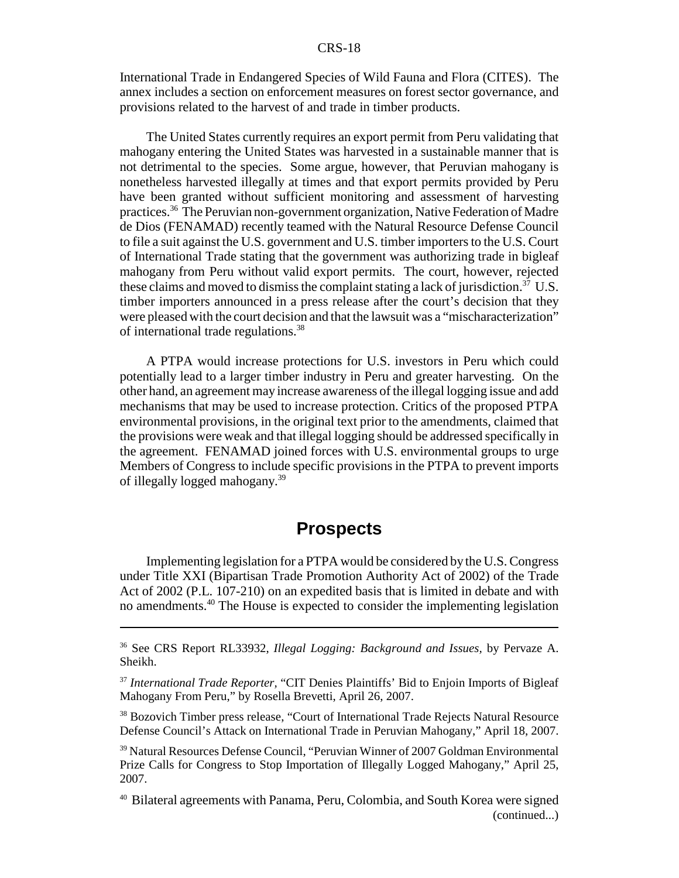International Trade in Endangered Species of Wild Fauna and Flora (CITES). The annex includes a section on enforcement measures on forest sector governance, and provisions related to the harvest of and trade in timber products.

The United States currently requires an export permit from Peru validating that mahogany entering the United States was harvested in a sustainable manner that is not detrimental to the species. Some argue, however, that Peruvian mahogany is nonetheless harvested illegally at times and that export permits provided by Peru have been granted without sufficient monitoring and assessment of harvesting practices.[36] The Peruvian non-government organization, Native Federation of Madre de Dios (FENAMAD) recently teamed with the Natural Resource Defense Council to file a suit against the U.S. government and U.S. timber importers to the U.S. Court of International Trade stating that the government was authorizing trade in bigleaf mahogany from Peru without valid export permits. The court, however, rejected these claims and moved to dismiss the complaint stating a lack of jurisdiction.[37] U.S. timber importers announced in a press release after the court's decision that they were pleased with the court decision and that the lawsuit was a "mischaracterization" of international trade regulations.[38]

A PTPA would increase protections for U.S. investors in Peru which could potentially lead to a larger timber industry in Peru and greater harvesting. On the other hand, an agreement may increase awareness of the illegal logging issue and add mechanisms that may be used to increase protection. Critics of the proposed PTPA environmental provisions, in the original text prior to the amendments, claimed that the provisions were weak and that illegal logging should be addressed specifically in the agreement. FENAMAD joined forces with U.S. environmental groups to urge Members of Congress to include specific provisions in the PTPA to prevent imports of illegally logged mahogany.[39]

## Prospects

Implementing legislation for a PTPA would be considered by the U.S. Congress under Title XXI (Bipartisan Trade Promotion Authority Act of 2002) of the Trade Act of 2002 (P.L. 107-210) on an expedited basis that is limited in debate and with no amendments.[40] The House is expected to consider the implementing legislation

---

[36] See CRS Report RL33932, *Illegal Logging: Background and Issues*, by Pervaze A. Sheikh.

[37] *International Trade Reporter*, "CIT Denies Plaintiffs' Bid to Enjoin Imports of Bigleaf Mahogany From Peru," by Rosella Brevetti, April 26, 2007.

[38] Bozovich Timber press release, "Court of International Trade Rejects Natural Resource Defense Council's Attack on International Trade in Peruvian Mahogany," April 18, 2007.

[39] Natural Resources Defense Council, "Peruvian Winner of 2007 Goldman Environmental Prize Calls for Congress to Stop Importation of Illegally Logged Mahogany," April 25, 2007.

[40] Bilateral agreements with Panama, Peru, Colombia, and South Korea were signed (continued...)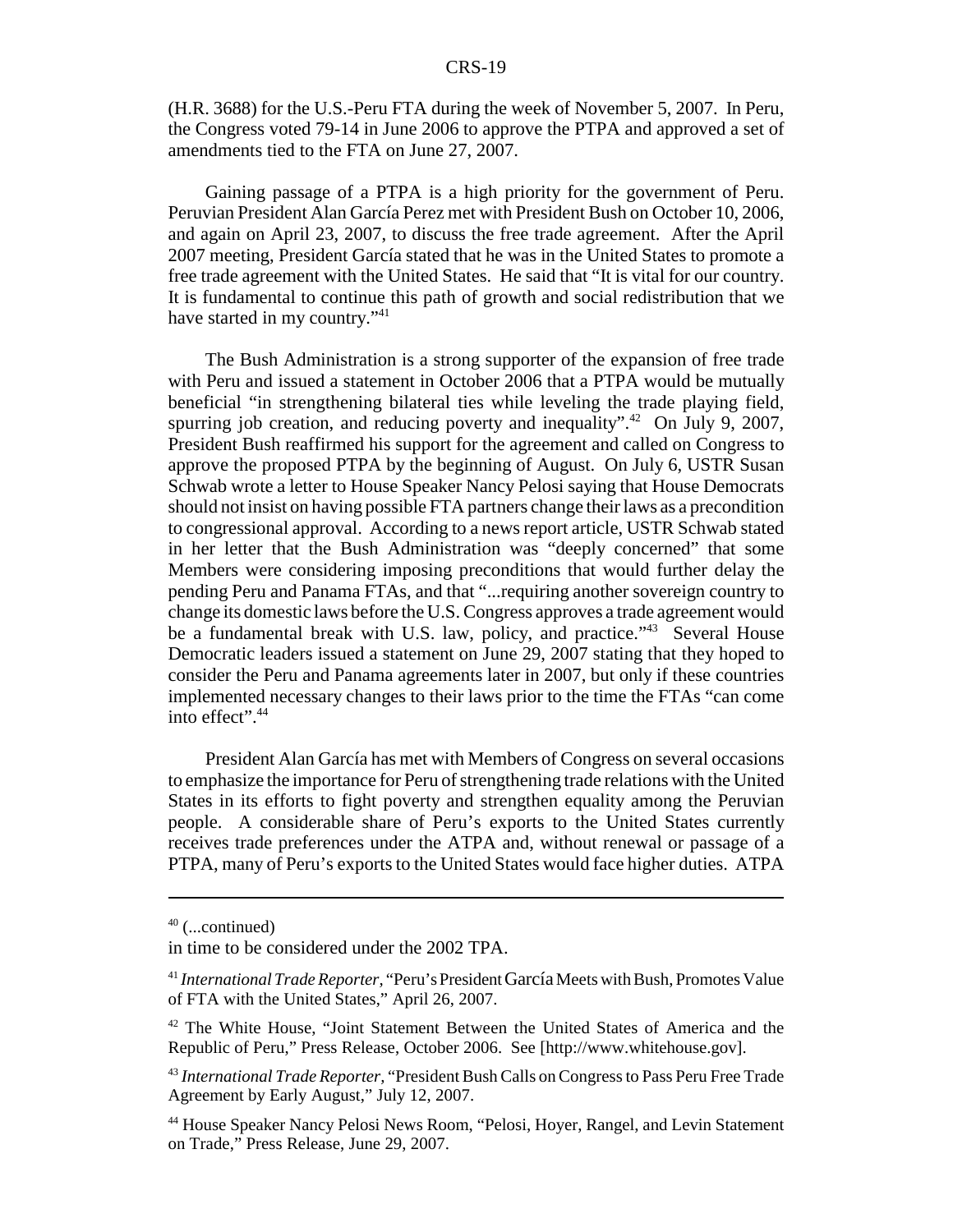(H.R. 3688) for the U.S.-Peru FTA during the week of November 5, 2007. In Peru, the Congress voted 79-14 in June 2006 to approve the PTPA and approved a set of amendments tied to the FTA on June 27, 2007.

Gaining passage of a PTPA is a high priority for the government of Peru. Peruvian President Alan García Perez met with President Bush on October 10, 2006, and again on April 23, 2007, to discuss the free trade agreement. After the April 2007 meeting, President García stated that he was in the United States to promote a free trade agreement with the United States. He said that "It is vital for our country. It is fundamental to continue this path of growth and social redistribution that we have started in my country."[41]

The Bush Administration is a strong supporter of the expansion of free trade with Peru and issued a statement in October 2006 that a PTPA would be mutually beneficial "in strengthening bilateral ties while leveling the trade playing field, spurring job creation, and reducing poverty and inequality".[42] On July 9, 2007, President Bush reaffirmed his support for the agreement and called on Congress to approve the proposed PTPA by the beginning of August. On July 6, USTR Susan Schwab wrote a letter to House Speaker Nancy Pelosi saying that House Democrats should not insist on having possible FTA partners change their laws as a precondition to congressional approval. According to a news report article, USTR Schwab stated in her letter that the Bush Administration was "deeply concerned" that some Members were considering imposing preconditions that would further delay the pending Peru and Panama FTAs, and that "...requiring another sovereign country to change its domestic laws before the U.S. Congress approves a trade agreement would be a fundamental break with U.S. law, policy, and practice."[43] Several House Democratic leaders issued a statement on June 29, 2007 stating that they hoped to consider the Peru and Panama agreements later in 2007, but only if these countries implemented necessary changes to their laws prior to the time the FTAs "can come into effect".[44]

President Alan García has met with Members of Congress on several occasions to emphasize the importance for Peru of strengthening trade relations with the United States in its efforts to fight poverty and strengthen equality among the Peruvian people. A considerable share of Peru's exports to the United States currently receives trade preferences under the ATPA and, without renewal or passage of a PTPA, many of Peru's exports to the United States would face higher duties. ATPA

---

[40] (...continued)
in time to be considered under the 2002 TPA.

[41] *International Trade Reporter*, "Peru's President García Meets with Bush, Promotes Value of FTA with the United States," April 26, 2007.

[42] The White House, "Joint Statement Between the United States of America and the Republic of Peru," Press Release, October 2006. See [http://www.whitehouse.gov].

[43] *International Trade Reporter*, "President Bush Calls on Congress to Pass Peru Free Trade Agreement by Early August," July 12, 2007.

[44] House Speaker Nancy Pelosi News Room, "Pelosi, Hoyer, Rangel, and Levin Statement on Trade," Press Release, June 29, 2007.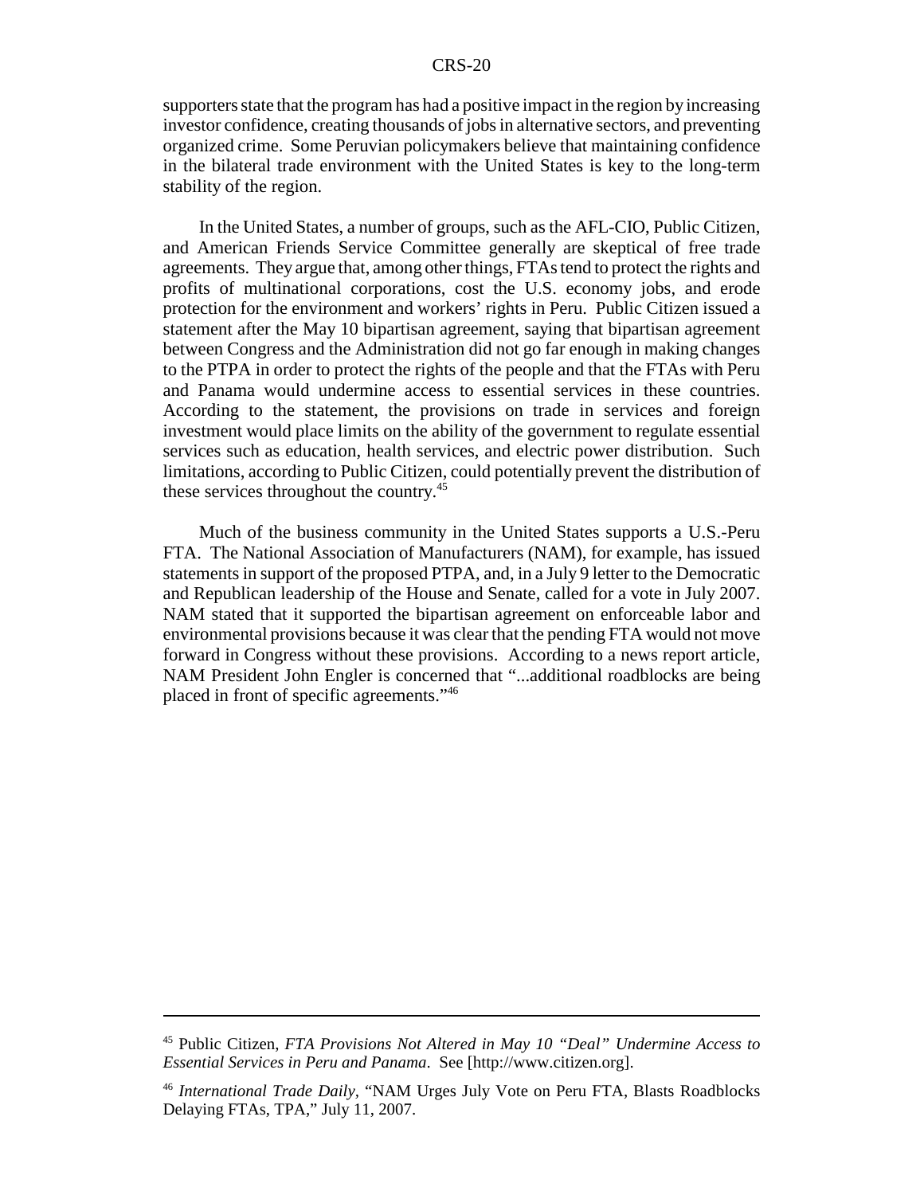supporters state that the program has had a positive impact in the region by increasing investor confidence, creating thousands of jobs in alternative sectors, and preventing organized crime. Some Peruvian policymakers believe that maintaining confidence in the bilateral trade environment with the United States is key to the long-term stability of the region.

In the United States, a number of groups, such as the AFL-CIO, Public Citizen, and American Friends Service Committee generally are skeptical of free trade agreements. They argue that, among other things, FTAs tend to protect the rights and profits of multinational corporations, cost the U.S. economy jobs, and erode protection for the environment and workers' rights in Peru. Public Citizen issued a statement after the May 10 bipartisan agreement, saying that bipartisan agreement between Congress and the Administration did not go far enough in making changes to the PTPA in order to protect the rights of the people and that the FTAs with Peru and Panama would undermine access to essential services in these countries. According to the statement, the provisions on trade in services and foreign investment would place limits on the ability of the government to regulate essential services such as education, health services, and electric power distribution. Such limitations, according to Public Citizen, could potentially prevent the distribution of these services throughout the country.[45]

Much of the business community in the United States supports a U.S.-Peru FTA. The National Association of Manufacturers (NAM), for example, has issued statements in support of the proposed PTPA, and, in a July 9 letter to the Democratic and Republican leadership of the House and Senate, called for a vote in July 2007. NAM stated that it supported the bipartisan agreement on enforceable labor and environmental provisions because it was clear that the pending FTA would not move forward in Congress without these provisions. According to a news report article, NAM President John Engler is concerned that "...additional roadblocks are being placed in front of specific agreements."[46]

---

[45] Public Citizen, *FTA Provisions Not Altered in May 10 "Deal" Undermine Access to Essential Services in Peru and Panama*. See [http://www.citizen.org].

[46] *International Trade Daily*, "NAM Urges July Vote on Peru FTA, Blasts Roadblocks Delaying FTAs, TPA," July 11, 2007.